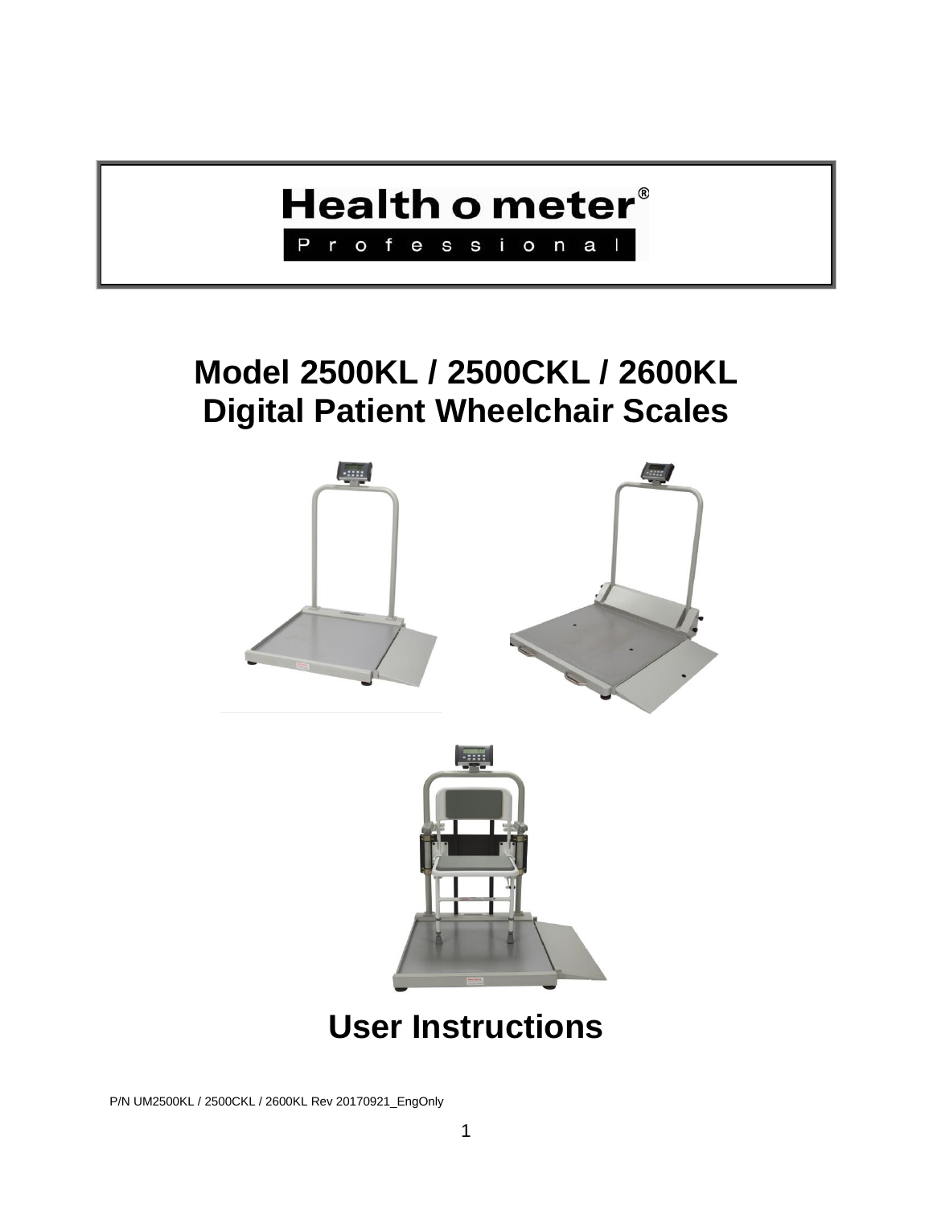Health o meter®

Professional

# Model 2500KL / 2500CKL / 2600KL Digital Patient Wheelchair Scales

# User Instructions

P/N UM2500KL / 2500CKL / 2600KL Rev 20170921_EngOnly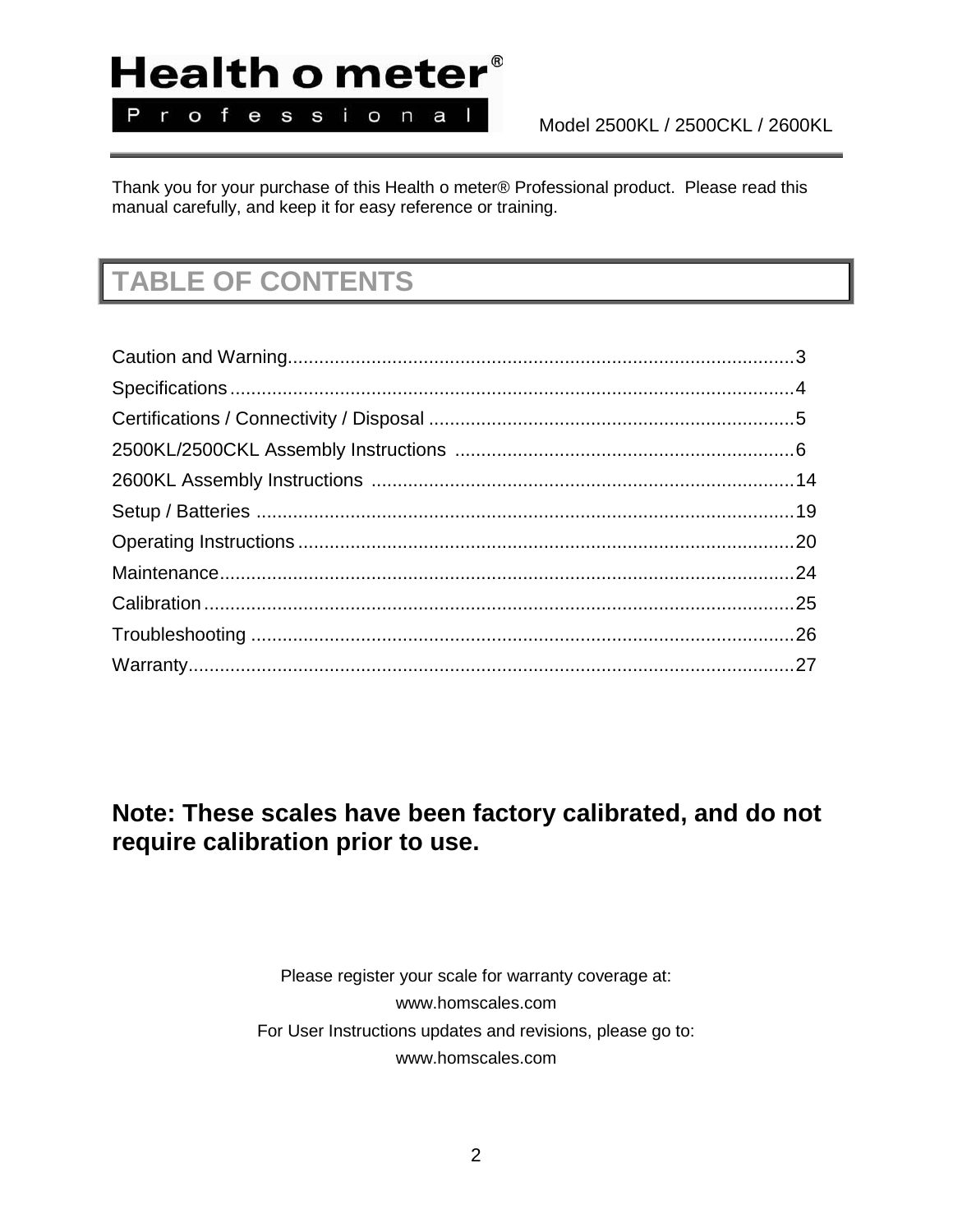Health o meter®
Professional

Model 2500KL / 2500CKL / 2600KL

Thank you for your purchase of this Health o meter® Professional product. Please read this manual carefully, and keep it for easy reference or training.

# TABLE OF CONTENTS

Caution and Warning................................................................................................3
Specifications...........................................................................................................4
Certifications / Connectivity / Disposal .....................................................................5
2500KL/2500CKL Assembly Instructions ................................................................6
2600KL Assembly Instructions ................................................................................14
Setup / Batteries ......................................................................................................19
Operating Instructions..............................................................................................20
Maintenance.............................................................................................................24
Calibration................................................................................................................25
Troubleshooting .......................................................................................................26
Warranty...................................................................................................................27

**Note: These scales have been factory calibrated, and do not require calibration prior to use.**

Please register your scale for warranty coverage at:
www.homscales.com
For User Instructions updates and revisions, please go to:
www.homscales.com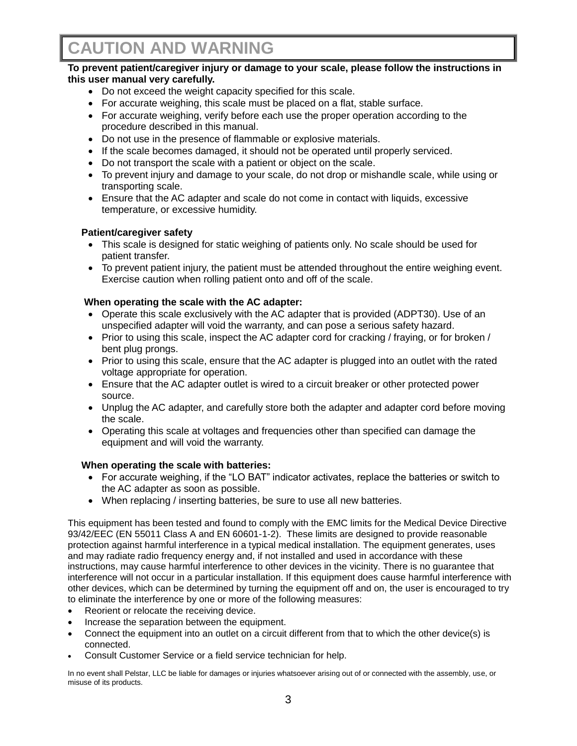# CAUTION AND WARNING

**To prevent patient/caregiver injury or damage to your scale, please follow the instructions in this user manual very carefully.**

- Do not exceed the weight capacity specified for this scale.
- For accurate weighing, this scale must be placed on a flat, stable surface.
- For accurate weighing, verify before each use the proper operation according to the procedure described in this manual.
- Do not use in the presence of flammable or explosive materials.
- If the scale becomes damaged, it should not be operated until properly serviced.
- Do not transport the scale with a patient or object on the scale.
- To prevent injury and damage to your scale, do not drop or mishandle scale, while using or transporting scale.
- Ensure that the AC adapter and scale do not come in contact with liquids, excessive temperature, or excessive humidity.

**Patient/caregiver safety**

- This scale is designed for static weighing of patients only. No scale should be used for patient transfer.
- To prevent patient injury, the patient must be attended throughout the entire weighing event. Exercise caution when rolling patient onto and off of the scale.

**When operating the scale with the AC adapter:**

- Operate this scale exclusively with the AC adapter that is provided (ADPT30). Use of an unspecified adapter will void the warranty, and can pose a serious safety hazard.
- Prior to using this scale, inspect the AC adapter cord for cracking / fraying, or for broken / bent plug prongs.
- Prior to using this scale, ensure that the AC adapter is plugged into an outlet with the rated voltage appropriate for operation.
- Ensure that the AC adapter outlet is wired to a circuit breaker or other protected power source.
- Unplug the AC adapter, and carefully store both the adapter and adapter cord before moving the scale.
- Operating this scale at voltages and frequencies other than specified can damage the equipment and will void the warranty.

**When operating the scale with batteries:**

- For accurate weighing, if the “LO BAT” indicator activates, replace the batteries or switch to the AC adapter as soon as possible.
- When replacing / inserting batteries, be sure to use all new batteries.

This equipment has been tested and found to comply with the EMC limits for the Medical Device Directive 93/42/EEC (EN 55011 Class A and EN 60601-1-2). These limits are designed to provide reasonable protection against harmful interference in a typical medical installation. The equipment generates, uses and may radiate radio frequency energy and, if not installed and used in accordance with these instructions, may cause harmful interference to other devices in the vicinity. There is no guarantee that interference will not occur in a particular installation. If this equipment does cause harmful interference with other devices, which can be determined by turning the equipment off and on, the user is encouraged to try to eliminate the interference by one or more of the following measures:

- Reorient or relocate the receiving device.
- Increase the separation between the equipment.
- Connect the equipment into an outlet on a circuit different from that to which the other device(s) is connected.
- Consult Customer Service or a field service technician for help.

In no event shall Pelstar, LLC be liable for damages or injuries whatsoever arising out of or connected with the assembly, use, or misuse of its products.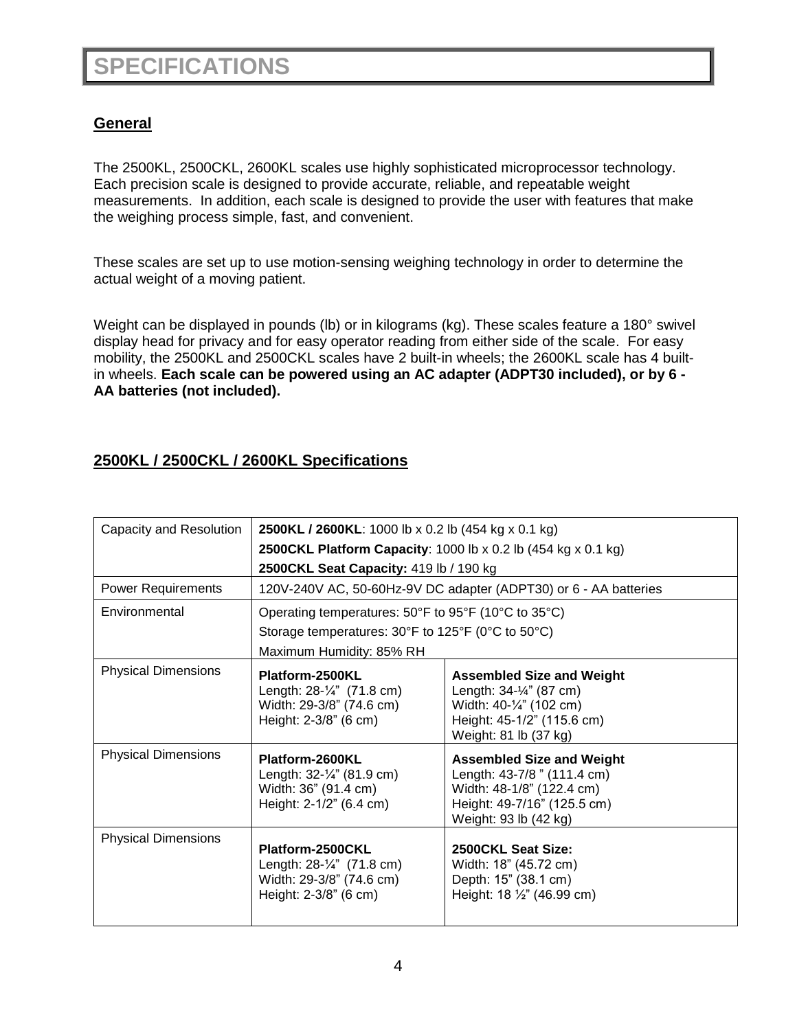# SPECIFICATIONS

## General

The 2500KL, 2500CKL, 2600KL scales use highly sophisticated microprocessor technology. Each precision scale is designed to provide accurate, reliable, and repeatable weight measurements. In addition, each scale is designed to provide the user with features that make the weighing process simple, fast, and convenient.

These scales are set up to use motion-sensing weighing technology in order to determine the actual weight of a moving patient.

Weight can be displayed in pounds (lb) or in kilograms (kg). These scales feature a 180° swivel display head for privacy and for easy operator reading from either side of the scale. For easy mobility, the 2500KL and 2500CKL scales have 2 built-in wheels; the 2600KL scale has 4 built-in wheels. **Each scale can be powered using an AC adapter (ADPT30 included), or by 6 - AA batteries (not included).**

## 2500KL / 2500CKL / 2600KL Specifications

| | | |
|---|---|---|
| Capacity and Resolution | **2500KL / 2600KL**: 1000 lb x 0.2 lb (454 kg x 0.1 kg)<br>**2500CKL Platform Capacity**: 1000 lb x 0.2 lb (454 kg x 0.1 kg)<br>**2500CKL Seat Capacity:** 419 lb / 190 kg | |
| Power Requirements | 120V-240V AC, 50-60Hz-9V DC adapter (ADPT30) or 6 - AA batteries | |
| Environmental | Operating temperatures: 50°F to 95°F (10°C to 35°C)<br>Storage temperatures: 30°F to 125°F (0°C to 50°C)<br>Maximum Humidity: 85% RH | |
| Physical Dimensions | **Platform-2500KL**<br>Length: 28-¼" (71.8 cm)<br>Width: 29-3/8" (74.6 cm)<br>Height: 2-3/8" (6 cm) | **Assembled Size and Weight**<br>Length: 34-¼" (87 cm)<br>Width: 40-¼" (102 cm)<br>Height: 45-1/2" (115.6 cm)<br>Weight: 81 lb (37 kg) |
| Physical Dimensions | **Platform-2600KL**<br>Length: 32-¼" (81.9 cm)<br>Width: 36" (91.4 cm)<br>Height: 2-1/2" (6.4 cm) | **Assembled Size and Weight**<br>Length: 43-7/8 " (111.4 cm)<br>Width: 48-1/8" (122.4 cm)<br>Height: 49-7/16" (125.5 cm)<br>Weight: 93 lb (42 kg) |
| Physical Dimensions | **Platform-2500CKL**<br>Length: 28-¼" (71.8 cm)<br>Width: 29-3/8" (74.6 cm)<br>Height: 2-3/8" (6 cm) | **2500CKL Seat Size:**<br>Width: 18" (45.72 cm)<br>Depth: 15" (38.1 cm)<br>Height: 18 ½" (46.99 cm) |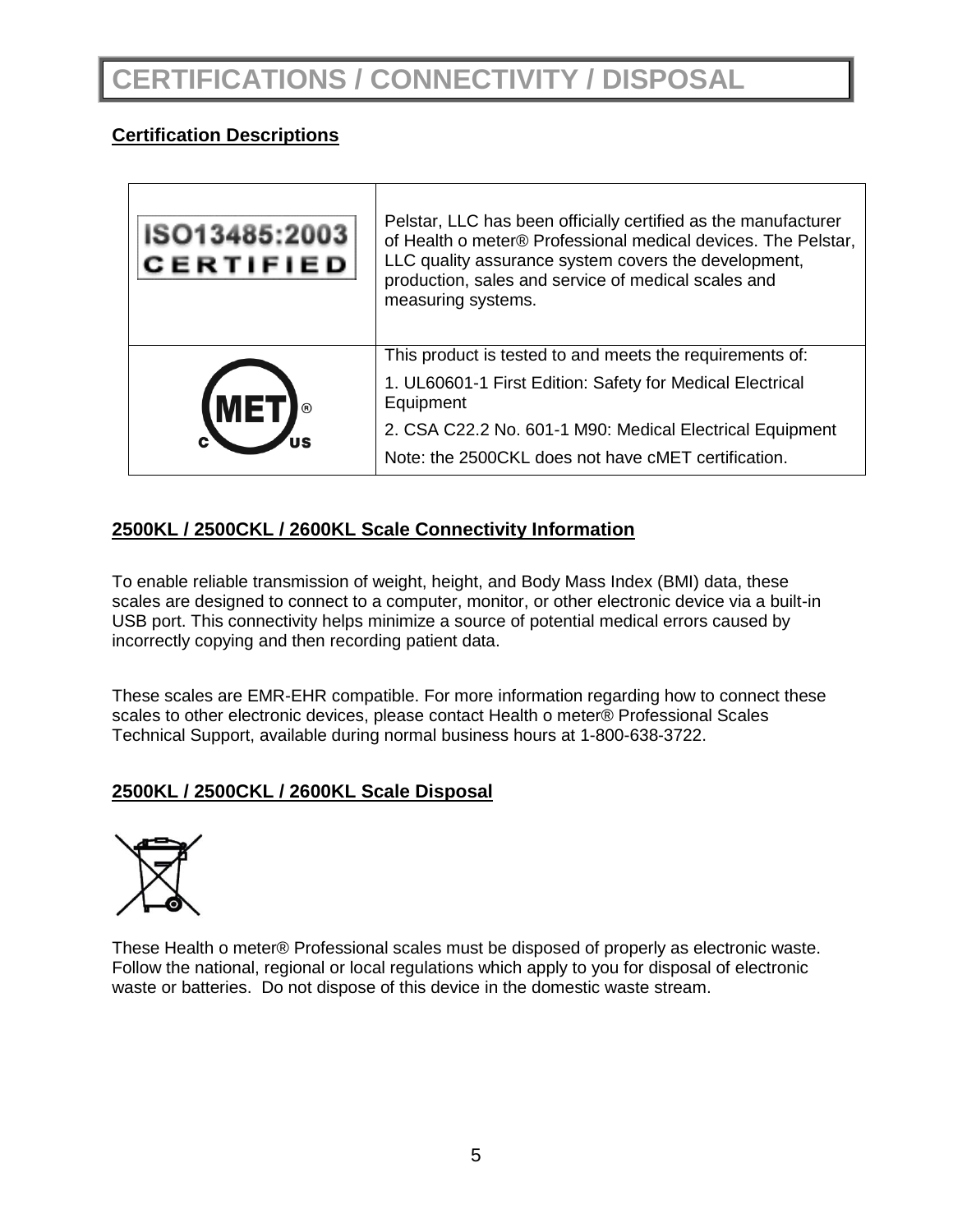# CERTIFICATIONS / CONNECTIVITY / DISPOSAL

## Certification Descriptions

| | |
|---|---|
| ISO13485:2003 CERTIFIED | Pelstar, LLC has been officially certified as the manufacturer of Health o meter® Professional medical devices. The Pelstar, LLC quality assurance system covers the development, production, sales and service of medical scales and measuring systems. |
| MET® c us | This product is tested to and meets the requirements of:<br>1. UL60601-1 First Edition: Safety for Medical Electrical Equipment<br>2. CSA C22.2 No. 601-1 M90: Medical Electrical Equipment<br>Note: the 2500CKL does not have cMET certification. |

## 2500KL / 2500CKL / 2600KL Scale Connectivity Information

To enable reliable transmission of weight, height, and Body Mass Index (BMI) data, these scales are designed to connect to a computer, monitor, or other electronic device via a built-in USB port. This connectivity helps minimize a source of potential medical errors caused by incorrectly copying and then recording patient data.

These scales are EMR-EHR compatible. For more information regarding how to connect these scales to other electronic devices, please contact Health o meter® Professional Scales Technical Support, available during normal business hours at 1-800-638-3722.

## 2500KL / 2500CKL / 2600KL Scale Disposal

These Health o meter® Professional scales must be disposed of properly as electronic waste. Follow the national, regional or local regulations which apply to you for disposal of electronic waste or batteries. Do not dispose of this device in the domestic waste stream.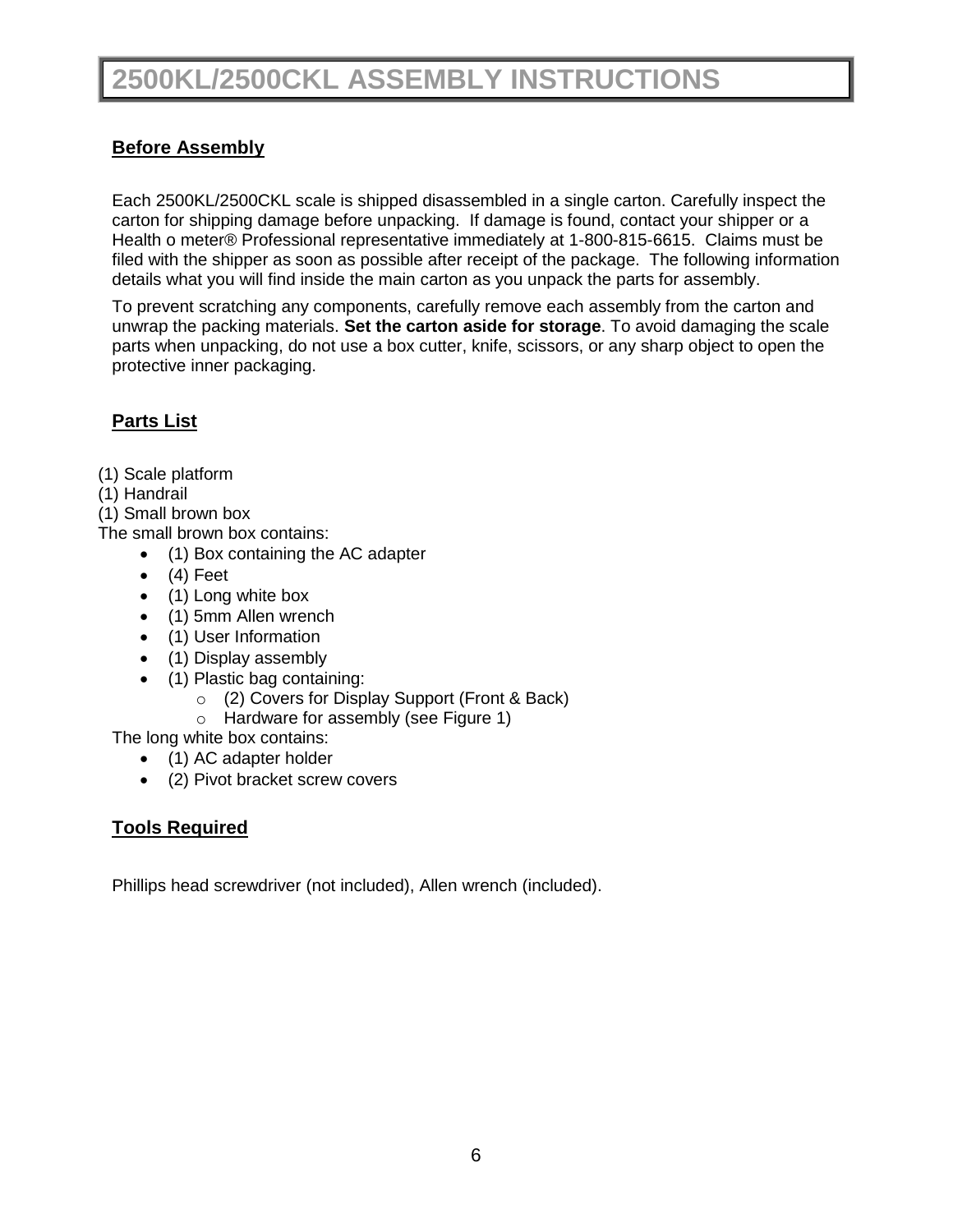# 2500KL/2500CKL ASSEMBLY INSTRUCTIONS

## Before Assembly

Each 2500KL/2500CKL scale is shipped disassembled in a single carton. Carefully inspect the carton for shipping damage before unpacking. If damage is found, contact your shipper or a Health o meter® Professional representative immediately at 1-800-815-6615. Claims must be filed with the shipper as soon as possible after receipt of the package. The following information details what you will find inside the main carton as you unpack the parts for assembly.

To prevent scratching any components, carefully remove each assembly from the carton and unwrap the packing materials. **Set the carton aside for storage**. To avoid damaging the scale parts when unpacking, do not use a box cutter, knife, scissors, or any sharp object to open the protective inner packaging.

## Parts List

(1) Scale platform
(1) Handrail
(1) Small brown box
The small brown box contains:

- (1) Box containing the AC adapter
- (4) Feet
- (1) Long white box
- (1) 5mm Allen wrench
- (1) User Information
- (1) Display assembly
- (1) Plastic bag containing:
  - (2) Covers for Display Support (Front & Back)
  - Hardware for assembly (see Figure 1)

The long white box contains:

- (1) AC adapter holder
- (2) Pivot bracket screw covers

## Tools Required

Phillips head screwdriver (not included), Allen wrench (included).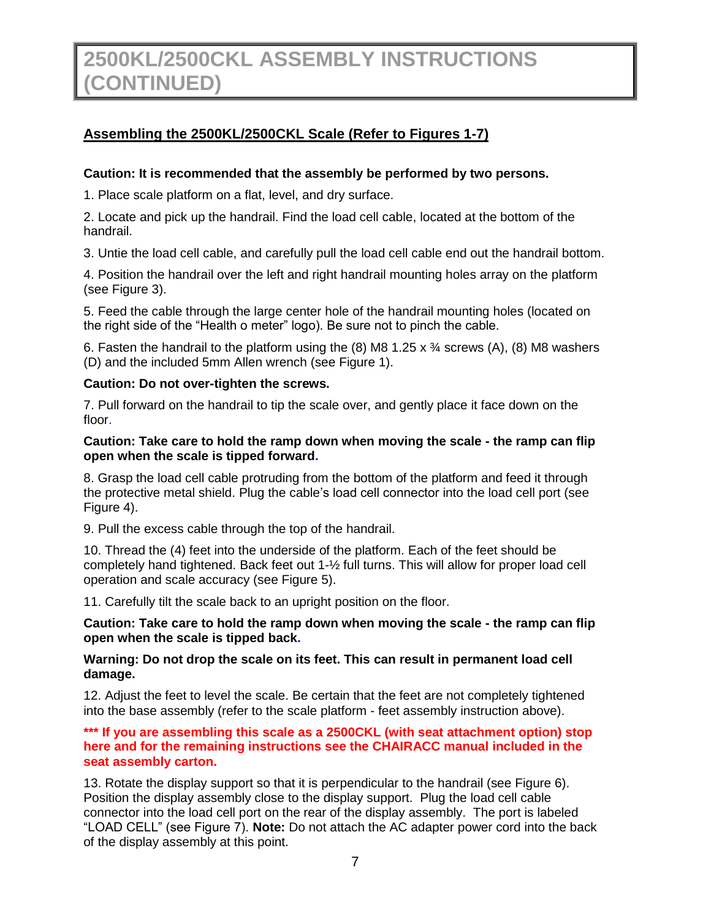# 2500KL/2500CKL ASSEMBLY INSTRUCTIONS (CONTINUED)

## Assembling the 2500KL/2500CKL Scale (Refer to Figures 1-7)

**Caution: It is recommended that the assembly be performed by two persons.**

1. Place scale platform on a flat, level, and dry surface.

2. Locate and pick up the handrail. Find the load cell cable, located at the bottom of the handrail.

3. Untie the load cell cable, and carefully pull the load cell cable end out the handrail bottom.

4. Position the handrail over the left and right handrail mounting holes array on the platform (see Figure 3).

5. Feed the cable through the large center hole of the handrail mounting holes (located on the right side of the "Health o meter" logo). Be sure not to pinch the cable.

6. Fasten the handrail to the platform using the (8) M8 1.25 x ¾ screws (A), (8) M8 washers (D) and the included 5mm Allen wrench (see Figure 1).

**Caution: Do not over-tighten the screws.**

7. Pull forward on the handrail to tip the scale over, and gently place it face down on the floor.

**Caution: Take care to hold the ramp down when moving the scale - the ramp can flip open when the scale is tipped forward.**

8. Grasp the load cell cable protruding from the bottom of the platform and feed it through the protective metal shield. Plug the cable's load cell connector into the load cell port (see Figure 4).

9. Pull the excess cable through the top of the handrail.

10. Thread the (4) feet into the underside of the platform. Each of the feet should be completely hand tightened. Back feet out 1-½ full turns. This will allow for proper load cell operation and scale accuracy (see Figure 5).

11. Carefully tilt the scale back to an upright position on the floor.

**Caution: Take care to hold the ramp down when moving the scale - the ramp can flip open when the scale is tipped back.**

**Warning: Do not drop the scale on its feet. This can result in permanent load cell damage.**

12. Adjust the feet to level the scale. Be certain that the feet are not completely tightened into the base assembly (refer to the scale platform - feet assembly instruction above).

**\*\*\* If you are assembling this scale as a 2500CKL (with seat attachment option) stop here and for the remaining instructions see the CHAIRACC manual included in the seat assembly carton.**

13. Rotate the display support so that it is perpendicular to the handrail (see Figure 6). Position the display assembly close to the display support. Plug the load cell cable connector into the load cell port on the rear of the display assembly. The port is labeled "LOAD CELL" (see Figure 7). **Note:** Do not attach the AC adapter power cord into the back of the display assembly at this point.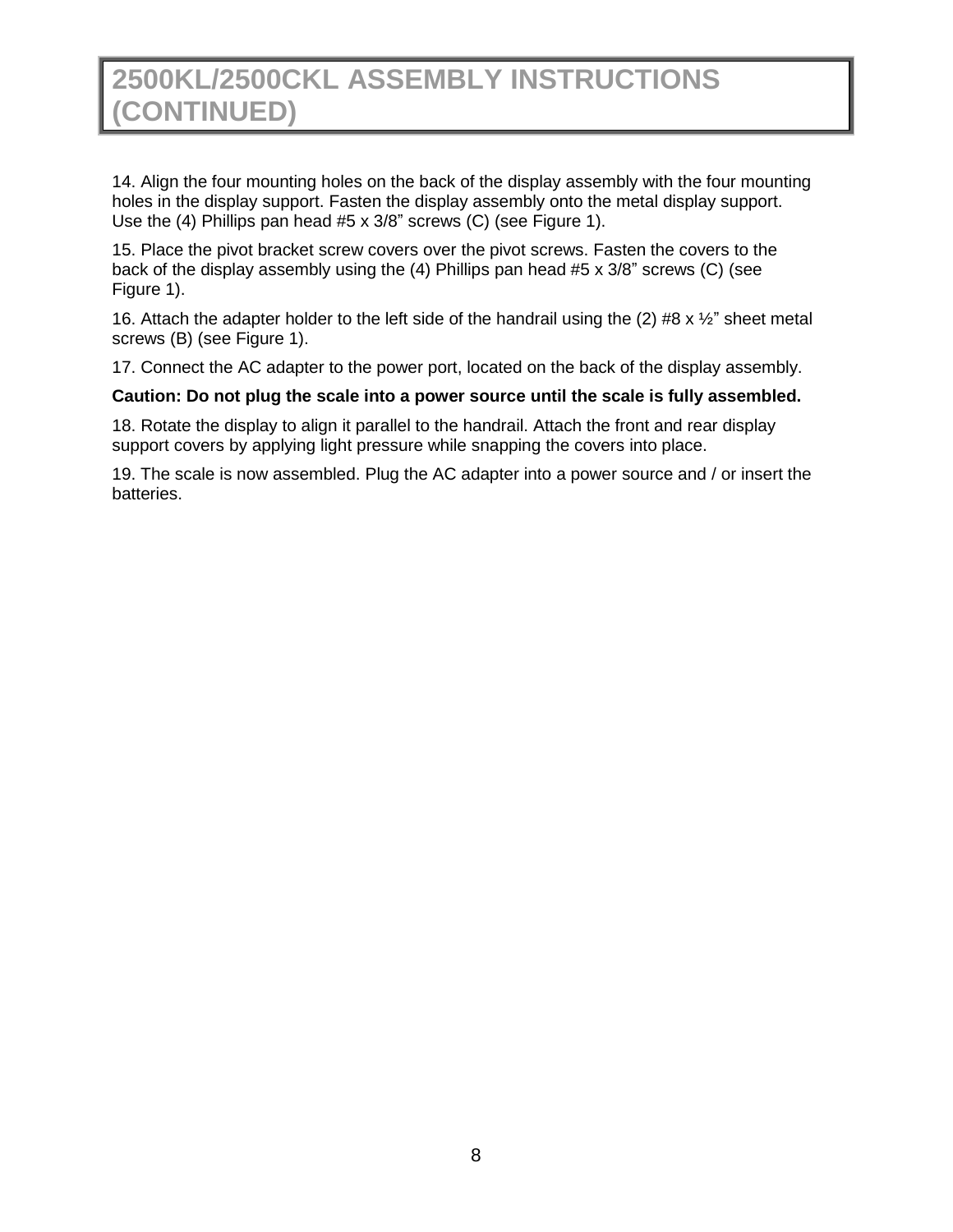# 2500KL/2500CKL ASSEMBLY INSTRUCTIONS (CONTINUED)

14. Align the four mounting holes on the back of the display assembly with the four mounting holes in the display support. Fasten the display assembly onto the metal display support. Use the (4) Phillips pan head #5 x 3/8" screws (C) (see Figure 1).

15. Place the pivot bracket screw covers over the pivot screws. Fasten the covers to the back of the display assembly using the (4) Phillips pan head #5 x 3/8" screws (C) (see Figure 1).

16. Attach the adapter holder to the left side of the handrail using the (2) #8 x ½" sheet metal screws (B) (see Figure 1).

17. Connect the AC adapter to the power port, located on the back of the display assembly.

**Caution: Do not plug the scale into a power source until the scale is fully assembled.**

18. Rotate the display to align it parallel to the handrail. Attach the front and rear display support covers by applying light pressure while snapping the covers into place.

19. The scale is now assembled. Plug the AC adapter into a power source and / or insert the batteries.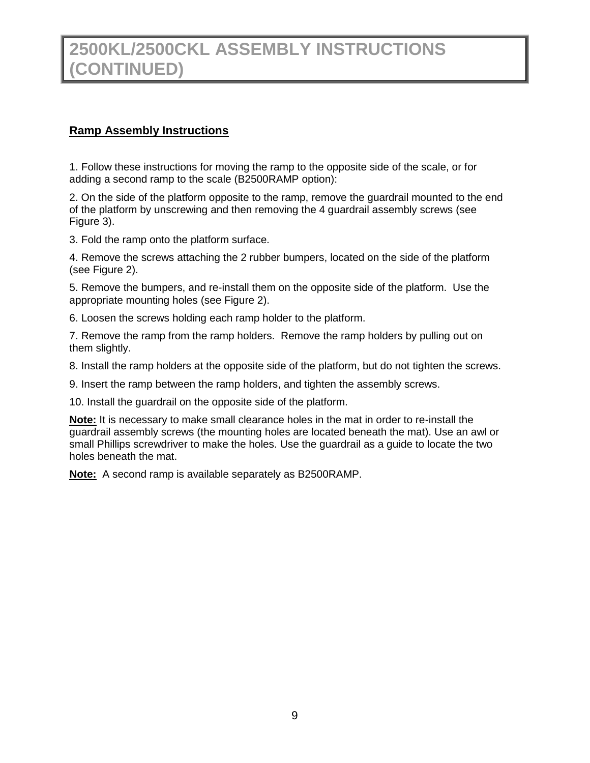# 2500KL/2500CKL ASSEMBLY INSTRUCTIONS (CONTINUED)

**Ramp Assembly Instructions**

1. Follow these instructions for moving the ramp to the opposite side of the scale, or for adding a second ramp to the scale (B2500RAMP option):

2. On the side of the platform opposite to the ramp, remove the guardrail mounted to the end of the platform by unscrewing and then removing the 4 guardrail assembly screws (see Figure 3).

3. Fold the ramp onto the platform surface.

4. Remove the screws attaching the 2 rubber bumpers, located on the side of the platform (see Figure 2).

5. Remove the bumpers, and re-install them on the opposite side of the platform. Use the appropriate mounting holes (see Figure 2).

6. Loosen the screws holding each ramp holder to the platform.

7. Remove the ramp from the ramp holders. Remove the ramp holders by pulling out on them slightly.

8. Install the ramp holders at the opposite side of the platform, but do not tighten the screws.

9. Insert the ramp between the ramp holders, and tighten the assembly screws.

10. Install the guardrail on the opposite side of the platform.

**Note:** It is necessary to make small clearance holes in the mat in order to re-install the guardrail assembly screws (the mounting holes are located beneath the mat). Use an awl or small Phillips screwdriver to make the holes. Use the guardrail as a guide to locate the two holes beneath the mat.

**Note:** A second ramp is available separately as B2500RAMP.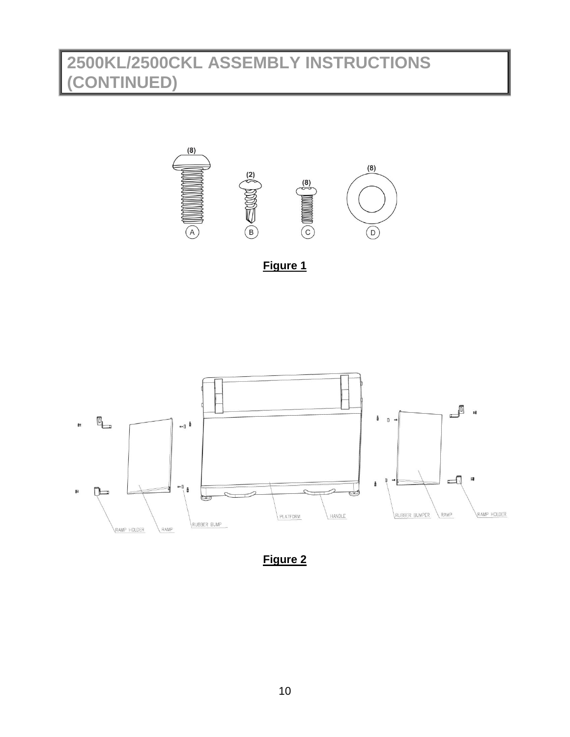# 2500KL/2500CKL ASSEMBLY INSTRUCTIONS (CONTINUED)

(8)
(2)
(8)
(8)
A
B
C
D

**Figure 1**

RAMP HOLDER
RAMP
RUBBER BUMP
PLATFORM
HANDLE
RUBBER BUMPER
RAMP
RAMP HOLDER

**Figure 2**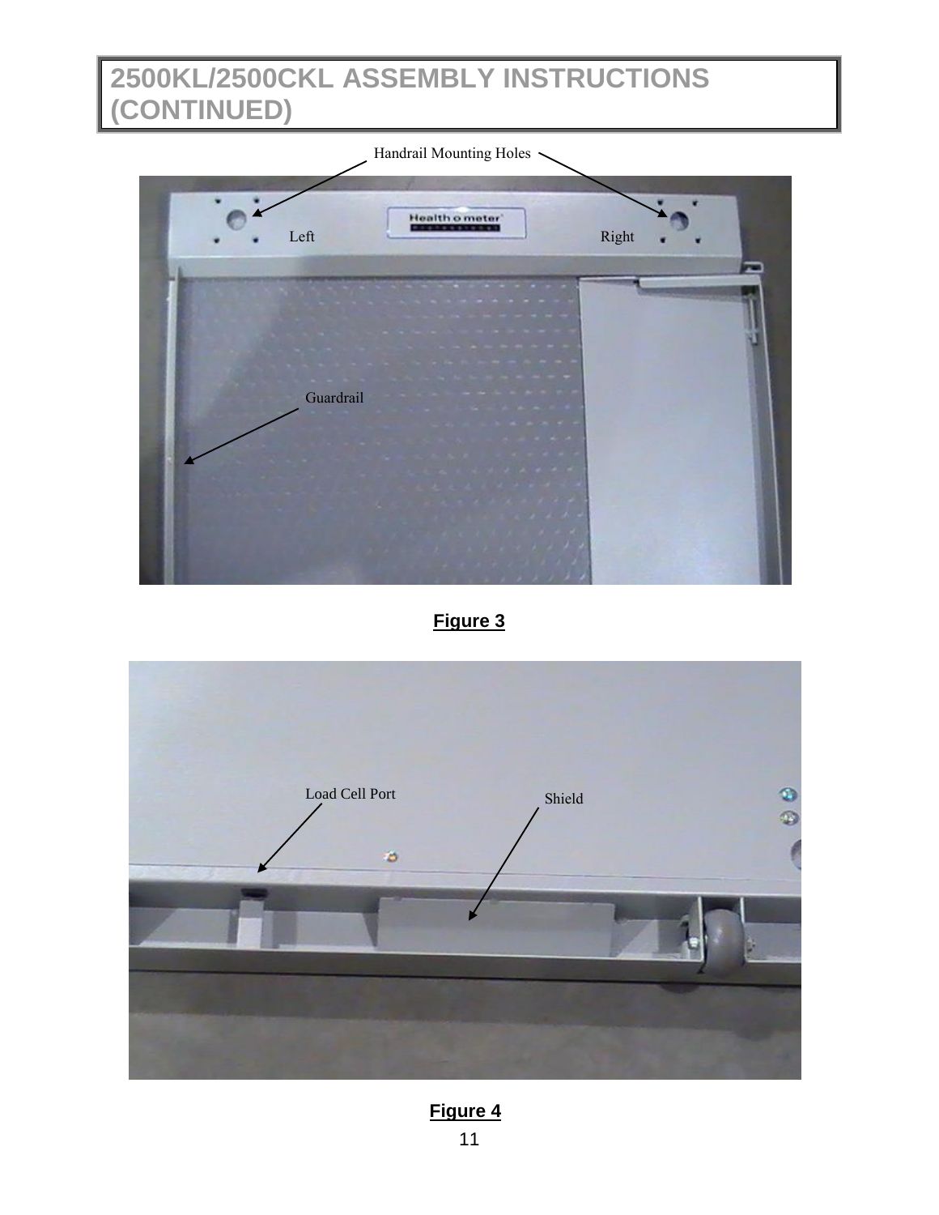# 2500KL/2500CKL ASSEMBLY INSTRUCTIONS (CONTINUED)

Handrail Mounting Holes

Left

Right

Guardrail

**Figure 3**

Load Cell Port

Shield

**Figure 4**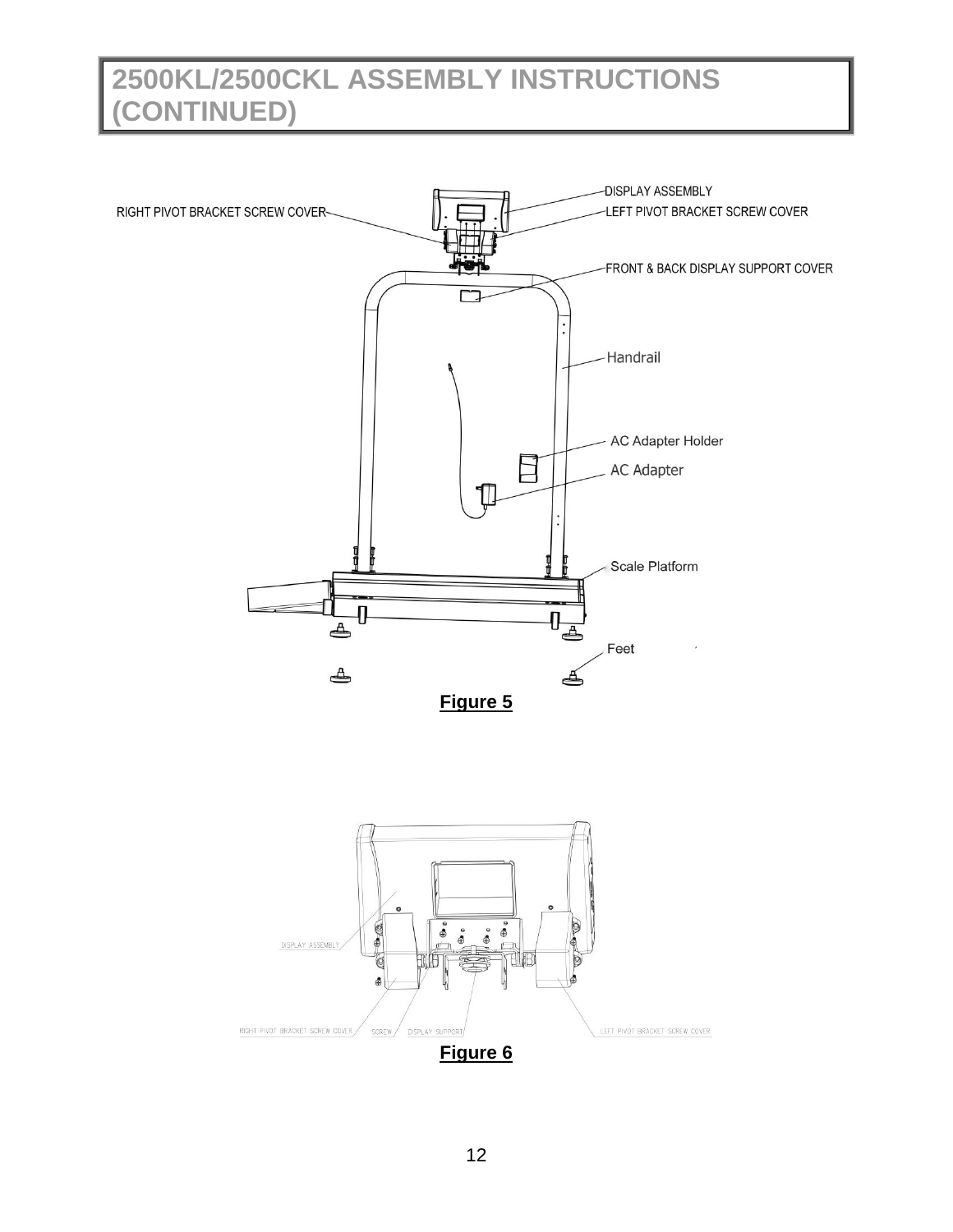# 2500KL/2500CKL ASSEMBLY INSTRUCTIONS (CONTINUED)

DISPLAY ASSEMBLY

RIGHT PIVOT BRACKET SCREW COVER

LEFT PIVOT BRACKET SCREW COVER

FRONT & BACK DISPLAY SUPPORT COVER

Handrail

AC Adapter Holder

AC Adapter

Scale Platform

Feet

**Figure 5**

DISPLAY ASSEMBLY

RIGHT PIVOT BRACKET SCREW COVER

SCREW

DISPLAY SUPPORT

LEFT PIVOT BRACKET SCREW COVER

**Figure 6**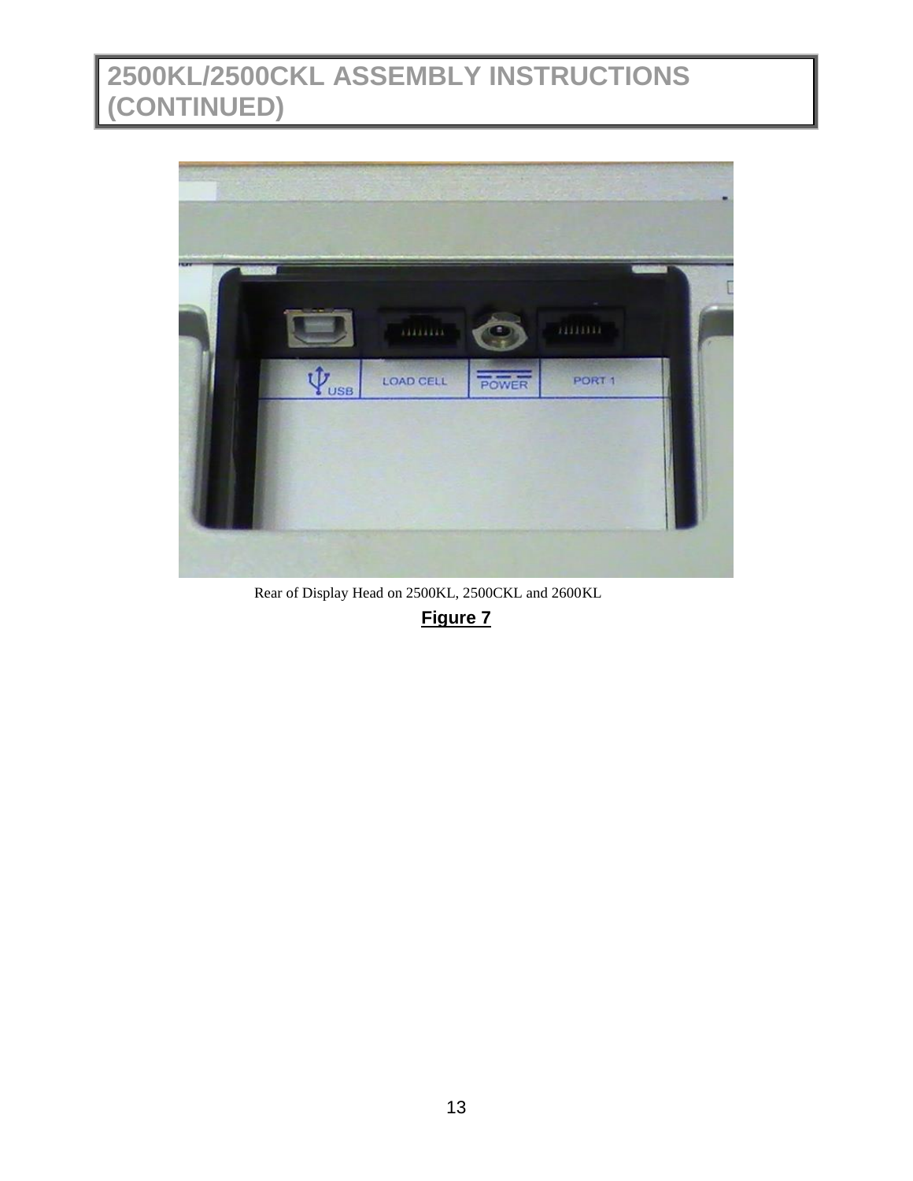# 2500KL/2500CKL ASSEMBLY INSTRUCTIONS (CONTINUED)

Rear of Display Head on 2500KL, 2500CKL and 2600KL

**Figure 7**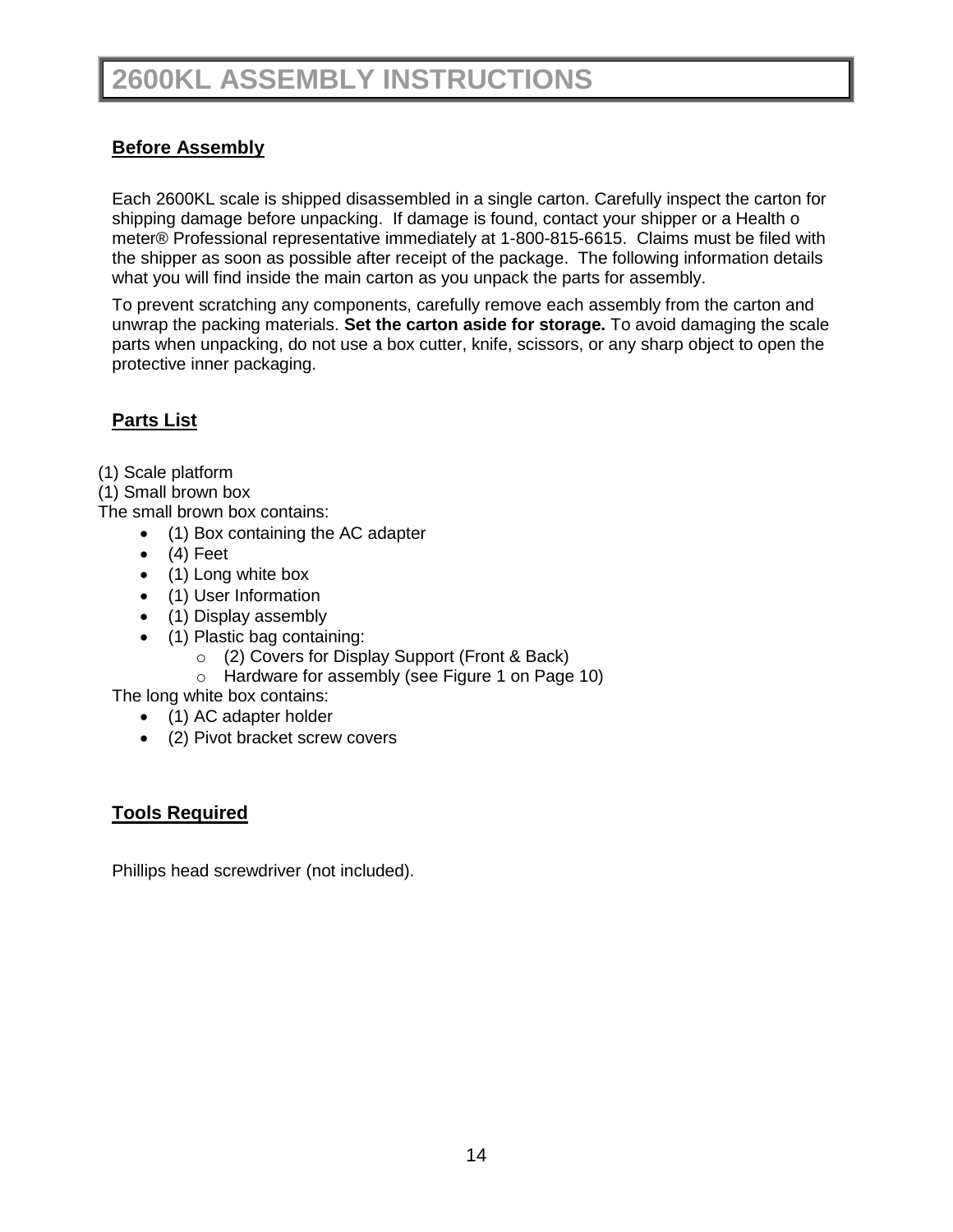# 2600KL ASSEMBLY INSTRUCTIONS

## Before Assembly

Each 2600KL scale is shipped disassembled in a single carton. Carefully inspect the carton for shipping damage before unpacking. If damage is found, contact your shipper or a Health o meter® Professional representative immediately at 1-800-815-6615. Claims must be filed with the shipper as soon as possible after receipt of the package. The following information details what you will find inside the main carton as you unpack the parts for assembly.

To prevent scratching any components, carefully remove each assembly from the carton and unwrap the packing materials. **Set the carton aside for storage.** To avoid damaging the scale parts when unpacking, do not use a box cutter, knife, scissors, or any sharp object to open the protective inner packaging.

## Parts List

(1) Scale platform
(1) Small brown box
The small brown box contains:

- (1) Box containing the AC adapter
- (4) Feet
- (1) Long white box
- (1) User Information
- (1) Display assembly
- (1) Plastic bag containing:
  - (2) Covers for Display Support (Front & Back)
  - Hardware for assembly (see Figure 1 on Page 10)

The long white box contains:

- (1) AC adapter holder
- (2) Pivot bracket screw covers

## Tools Required

Phillips head screwdriver (not included).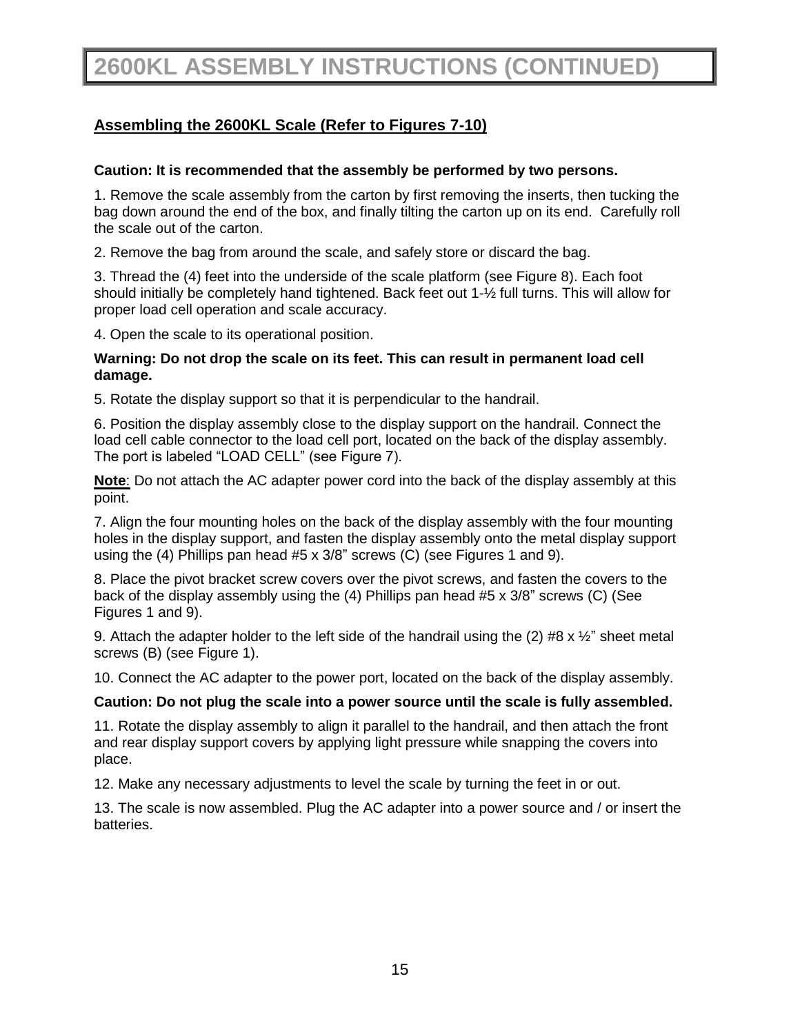# 2600KL ASSEMBLY INSTRUCTIONS (CONTINUED)

## Assembling the 2600KL Scale (Refer to Figures 7-10)

**Caution: It is recommended that the assembly be performed by two persons.**

1. Remove the scale assembly from the carton by first removing the inserts, then tucking the bag down around the end of the box, and finally tilting the carton up on its end. Carefully roll the scale out of the carton.

2. Remove the bag from around the scale, and safely store or discard the bag.

3. Thread the (4) feet into the underside of the scale platform (see Figure 8). Each foot should initially be completely hand tightened. Back feet out 1-½ full turns. This will allow for proper load cell operation and scale accuracy.

4. Open the scale to its operational position.

**Warning: Do not drop the scale on its feet. This can result in permanent load cell damage.**

5. Rotate the display support so that it is perpendicular to the handrail.

6. Position the display assembly close to the display support on the handrail. Connect the load cell cable connector to the load cell port, located on the back of the display assembly. The port is labeled “LOAD CELL” (see Figure 7).

**Note**: Do not attach the AC adapter power cord into the back of the display assembly at this point.

7. Align the four mounting holes on the back of the display assembly with the four mounting holes in the display support, and fasten the display assembly onto the metal display support using the (4) Phillips pan head #5 x 3/8” screws (C) (see Figures 1 and 9).

8. Place the pivot bracket screw covers over the pivot screws, and fasten the covers to the back of the display assembly using the (4) Phillips pan head #5 x 3/8” screws (C) (See Figures 1 and 9).

9. Attach the adapter holder to the left side of the handrail using the (2) #8 x ½” sheet metal screws (B) (see Figure 1).

10. Connect the AC adapter to the power port, located on the back of the display assembly.

**Caution: Do not plug the scale into a power source until the scale is fully assembled.**

11. Rotate the display assembly to align it parallel to the handrail, and then attach the front and rear display support covers by applying light pressure while snapping the covers into place.

12. Make any necessary adjustments to level the scale by turning the feet in or out.

13. The scale is now assembled. Plug the AC adapter into a power source and / or insert the batteries.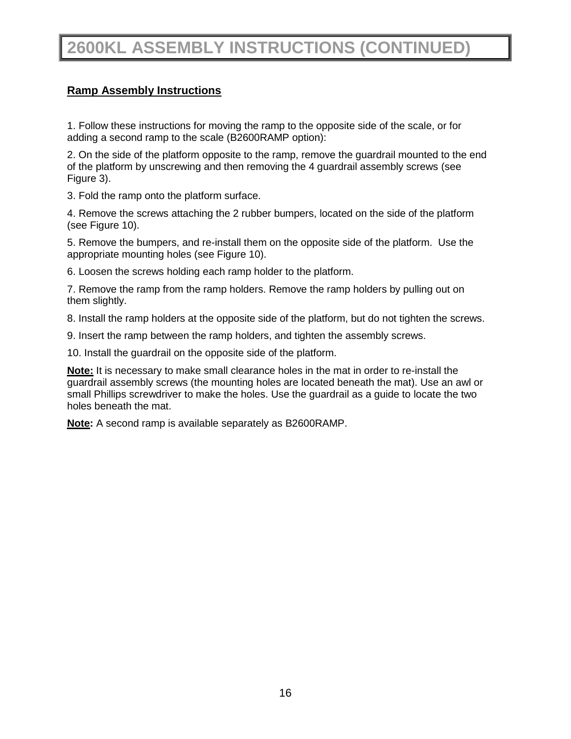# 2600KL ASSEMBLY INSTRUCTIONS (CONTINUED)

## Ramp Assembly Instructions

1. Follow these instructions for moving the ramp to the opposite side of the scale, or for adding a second ramp to the scale (B2600RAMP option):

2. On the side of the platform opposite to the ramp, remove the guardrail mounted to the end of the platform by unscrewing and then removing the 4 guardrail assembly screws (see Figure 3).

3. Fold the ramp onto the platform surface.

4. Remove the screws attaching the 2 rubber bumpers, located on the side of the platform (see Figure 10).

5. Remove the bumpers, and re-install them on the opposite side of the platform. Use the appropriate mounting holes (see Figure 10).

6. Loosen the screws holding each ramp holder to the platform.

7. Remove the ramp from the ramp holders. Remove the ramp holders by pulling out on them slightly.

8. Install the ramp holders at the opposite side of the platform, but do not tighten the screws.

9. Insert the ramp between the ramp holders, and tighten the assembly screws.

10. Install the guardrail on the opposite side of the platform.

**Note:** It is necessary to make small clearance holes in the mat in order to re-install the guardrail assembly screws (the mounting holes are located beneath the mat). Use an awl or small Phillips screwdriver to make the holes. Use the guardrail as a guide to locate the two holes beneath the mat.

**Note:** A second ramp is available separately as B2600RAMP.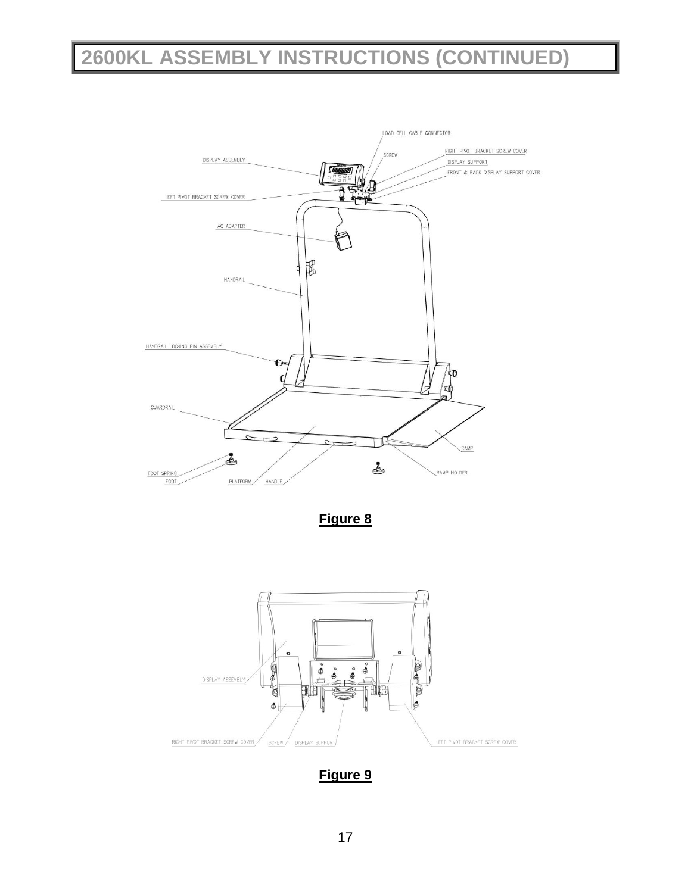# 2600KL ASSEMBLY INSTRUCTIONS (CONTINUED)

LOAD CELL CABLE CONNECTOR
SCREW
RIGHT PIVOT BRACKET SCREW COVER
DISPLAY SUPPORT
FRONT & BACK DISPLAY SUPPORT COVER
DISPLAY ASSEMBLY
LEFT PIVOT BRACKET SCREW COVER
AC ADAPTER
HANDRAIL
HANDRAIL LOCKING PIN ASSEMBLY
GUARDRAIL
RAMP
FOOT SPRING
FOOT
PLATFORM
HANDLE
RAMP HOLDER

**Figure 8**

DISPLAY ASSEMBLY
RIGHT PIVOT BRACKET SCREW COVER
SCREW
DISPLAY SUPPORT
LEFT PIVOT BRACKET SCREW COVER

**Figure 9**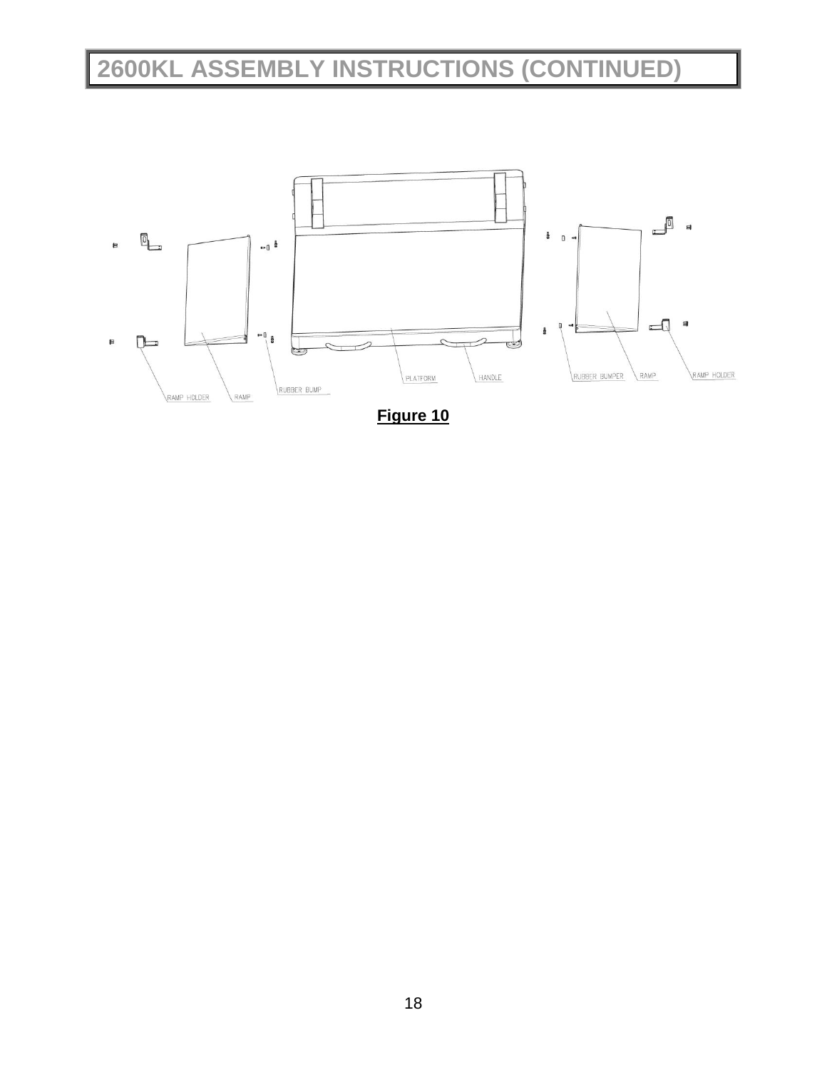# 2600KL ASSEMBLY INSTRUCTIONS (CONTINUED)

RAMP HOLDER RAMP RUBBER BUMP PLATFORM HANDLE RUBBER BUMPER RAMP RAMP HOLDER

**Figure 10**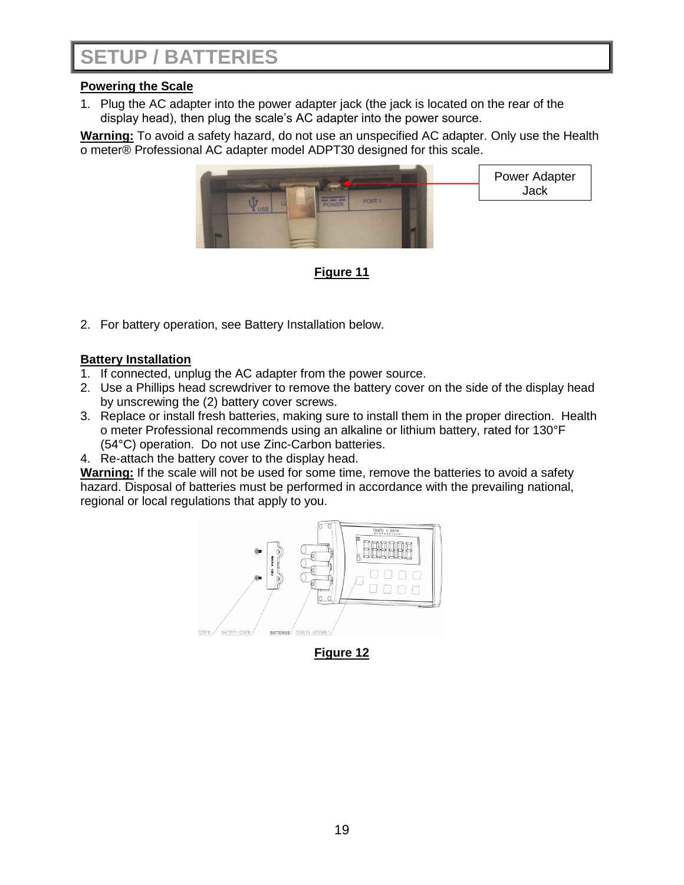# SETUP / BATTERIES

**Powering the Scale**

1. Plug the AC adapter into the power adapter jack (the jack is located on the rear of the display head), then plug the scale's AC adapter into the power source.

**Warning:** To avoid a safety hazard, do not use an unspecified AC adapter. Only use the Health o meter® Professional AC adapter model ADPT30 designed for this scale.

Power Adapter Jack

**Figure 11**

2. For battery operation, see Battery Installation below.

**Battery Installation**

1. If connected, unplug the AC adapter from the power source.
2. Use a Phillips head screwdriver to remove the battery cover on the side of the display head by unscrewing the (2) battery cover screws.
3. Replace or install fresh batteries, making sure to install them in the proper direction. Health o meter Professional recommends using an alkaline or lithium battery, rated for 130°F (54°C) operation. Do not use Zinc-Carbon batteries.
4. Re-attach the battery cover to the display head.

**Warning:** If the scale will not be used for some time, remove the batteries to avoid a safety hazard. Disposal of batteries must be performed in accordance with the prevailing national, regional or local regulations that apply to you.

SCREW BATTERY COVER BATTERIES DISPLAY ASSEMBLY

**Figure 12**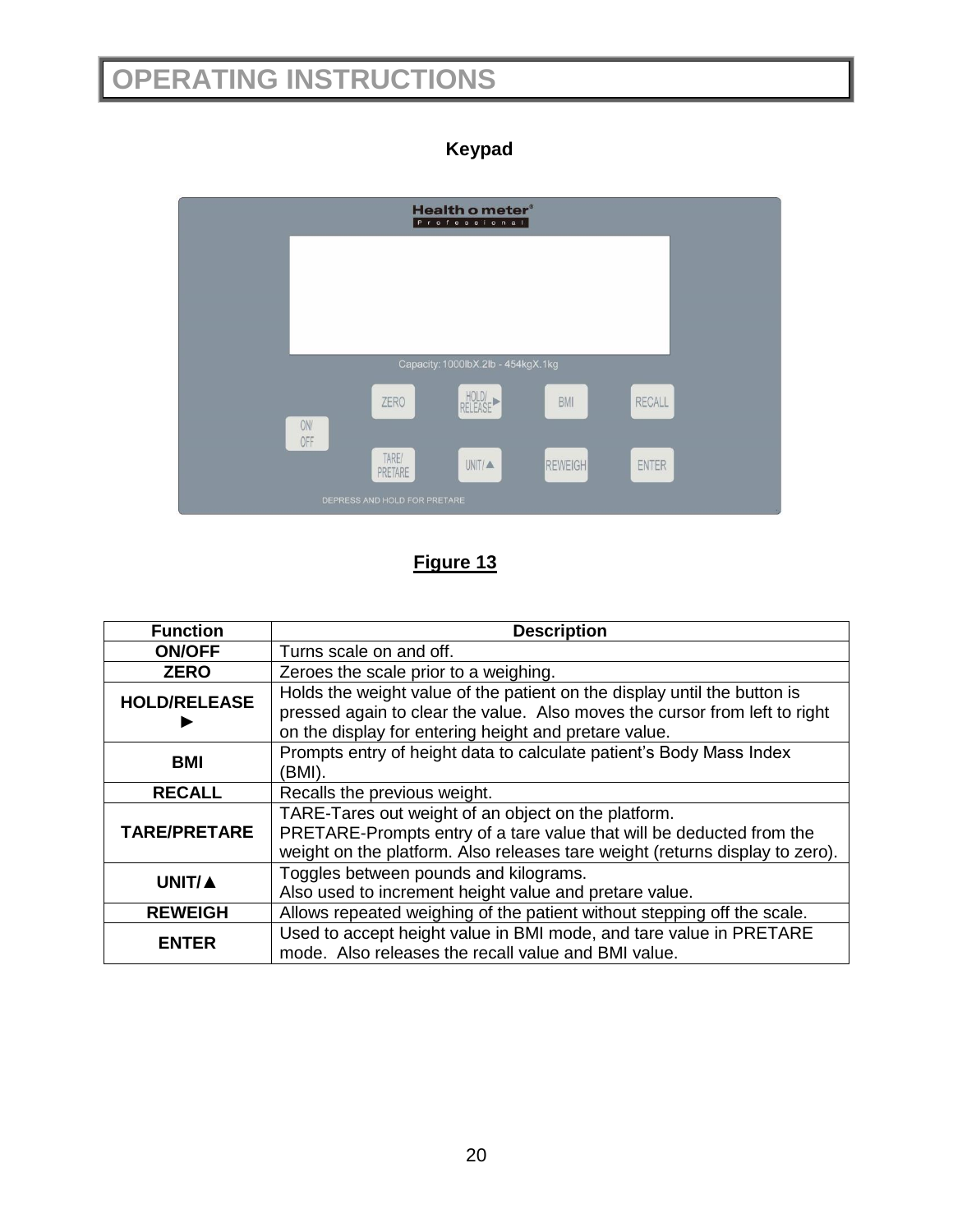# OPERATING INSTRUCTIONS

**Keypad**

**Figure 13**

| Function | Description |
|---|---|
| **ON/OFF** | Turns scale on and off. |
| **ZERO** | Zeroes the scale prior to a weighing. |
| **HOLD/RELEASE ►** | Holds the weight value of the patient on the display until the button is pressed again to clear the value. Also moves the cursor from left to right on the display for entering height and pretare value. |
| **BMI** | Prompts entry of height data to calculate patient's Body Mass Index (BMI). |
| **RECALL** | Recalls the previous weight. |
| **TARE/PRETARE** | TARE-Tares out weight of an object on the platform. PRETARE-Prompts entry of a tare value that will be deducted from the weight on the platform. Also releases tare weight (returns display to zero). |
| **UNIT/▲** | Toggles between pounds and kilograms. Also used to increment height value and pretare value. |
| **REWEIGH** | Allows repeated weighing of the patient without stepping off the scale. |
| **ENTER** | Used to accept height value in BMI mode, and tare value in PRETARE mode. Also releases the recall value and BMI value. |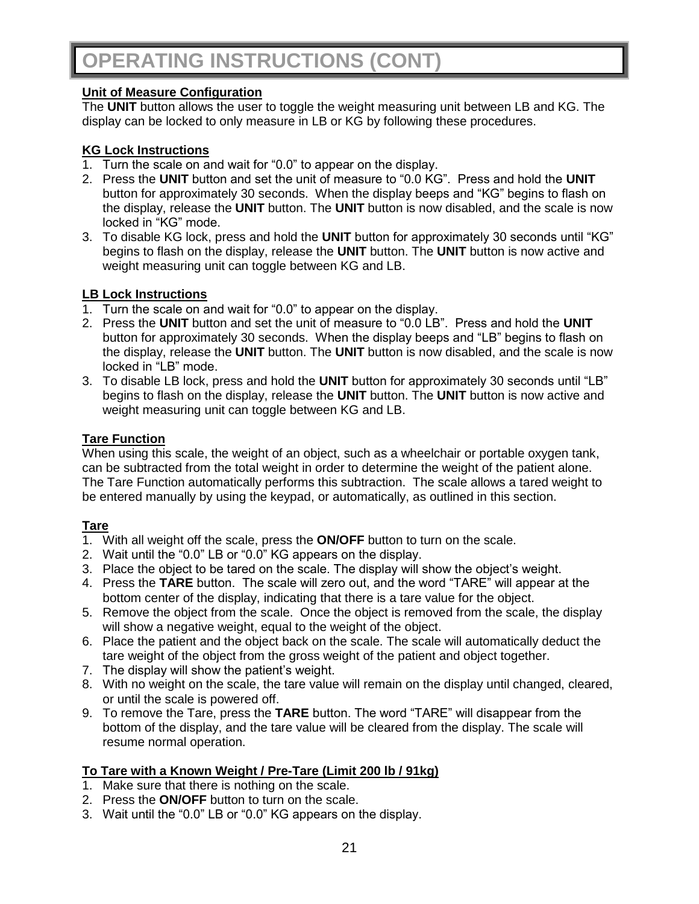# OPERATING INSTRUCTIONS (CONT)

## Unit of Measure Configuration

The **UNIT** button allows the user to toggle the weight measuring unit between LB and KG. The display can be locked to only measure in LB or KG by following these procedures.

## KG Lock Instructions

1. Turn the scale on and wait for “0.0” to appear on the display.
2. Press the **UNIT** button and set the unit of measure to “0.0 KG”. Press and hold the **UNIT** button for approximately 30 seconds. When the display beeps and “KG” begins to flash on the display, release the **UNIT** button. The **UNIT** button is now disabled, and the scale is now locked in “KG” mode.
3. To disable KG lock, press and hold the **UNIT** button for approximately 30 seconds until “KG” begins to flash on the display, release the **UNIT** button. The **UNIT** button is now active and weight measuring unit can toggle between KG and LB.

## LB Lock Instructions

1. Turn the scale on and wait for “0.0” to appear on the display.
2. Press the **UNIT** button and set the unit of measure to “0.0 LB”. Press and hold the **UNIT** button for approximately 30 seconds. When the display beeps and “LB” begins to flash on the display, release the **UNIT** button. The **UNIT** button is now disabled, and the scale is now locked in “LB” mode.
3. To disable LB lock, press and hold the **UNIT** button for approximately 30 seconds until “LB” begins to flash on the display, release the **UNIT** button. The **UNIT** button is now active and weight measuring unit can toggle between KG and LB.

## Tare Function

When using this scale, the weight of an object, such as a wheelchair or portable oxygen tank, can be subtracted from the total weight in order to determine the weight of the patient alone. The Tare Function automatically performs this subtraction. The scale allows a tared weight to be entered manually by using the keypad, or automatically, as outlined in this section.

## Tare

1. With all weight off the scale, press the **ON/OFF** button to turn on the scale.
2. Wait until the “0.0” LB or “0.0” KG appears on the display.
3. Place the object to be tared on the scale. The display will show the object’s weight.
4. Press the **TARE** button. The scale will zero out, and the word “TARE” will appear at the bottom center of the display, indicating that there is a tare value for the object.
5. Remove the object from the scale. Once the object is removed from the scale, the display will show a negative weight, equal to the weight of the object.
6. Place the patient and the object back on the scale. The scale will automatically deduct the tare weight of the object from the gross weight of the patient and object together.
7. The display will show the patient’s weight.
8. With no weight on the scale, the tare value will remain on the display until changed, cleared, or until the scale is powered off.
9. To remove the Tare, press the **TARE** button. The word “TARE” will disappear from the bottom of the display, and the tare value will be cleared from the display. The scale will resume normal operation.

## To Tare with a Known Weight / Pre-Tare (Limit 200 lb / 91kg)

1. Make sure that there is nothing on the scale.
2. Press the **ON/OFF** button to turn on the scale.
3. Wait until the “0.0” LB or “0.0” KG appears on the display.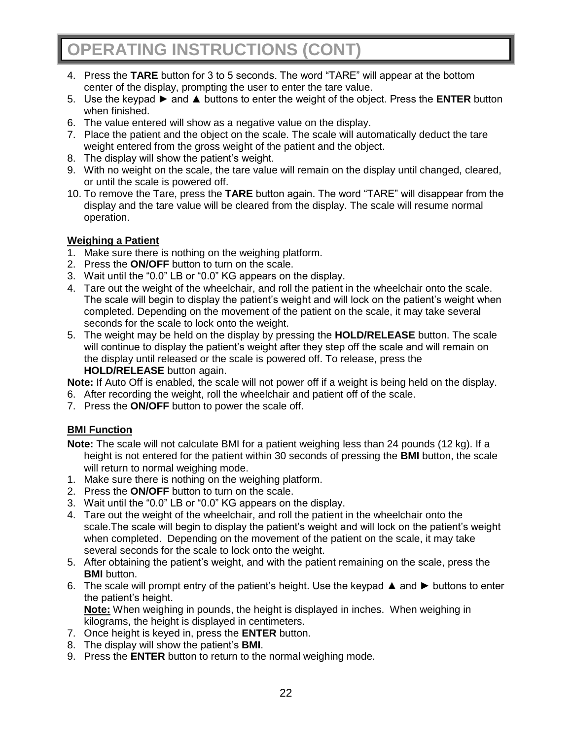# OPERATING INSTRUCTIONS (CONT)

4. Press the **TARE** button for 3 to 5 seconds. The word “TARE” will appear at the bottom center of the display, prompting the user to enter the tare value.
5. Use the keypad ► and ▲ buttons to enter the weight of the object. Press the **ENTER** button when finished.
6. The value entered will show as a negative value on the display.
7. Place the patient and the object on the scale. The scale will automatically deduct the tare weight entered from the gross weight of the patient and the object.
8. The display will show the patient’s weight.
9. With no weight on the scale, the tare value will remain on the display until changed, cleared, or until the scale is powered off.
10. To remove the Tare, press the **TARE** button again. The word “TARE” will disappear from the display and the tare value will be cleared from the display. The scale will resume normal operation.

**Weighing a Patient**

1. Make sure there is nothing on the weighing platform.
2. Press the **ON/OFF** button to turn on the scale.
3. Wait until the “0.0” LB or “0.0” KG appears on the display.
4. Tare out the weight of the wheelchair, and roll the patient in the wheelchair onto the scale. The scale will begin to display the patient’s weight and will lock on the patient’s weight when completed. Depending on the movement of the patient on the scale, it may take several seconds for the scale to lock onto the weight.
5. The weight may be held on the display by pressing the **HOLD/RELEASE** button. The scale will continue to display the patient’s weight after they step off the scale and will remain on the display until released or the scale is powered off. To release, press the **HOLD/RELEASE** button again.

**Note:** If Auto Off is enabled, the scale will not power off if a weight is being held on the display.

6. After recording the weight, roll the wheelchair and patient off of the scale.
7. Press the **ON/OFF** button to power the scale off.

**BMI Function**

**Note:** The scale will not calculate BMI for a patient weighing less than 24 pounds (12 kg). If a height is not entered for the patient within 30 seconds of pressing the **BMI** button, the scale will return to normal weighing mode.

1. Make sure there is nothing on the weighing platform.
2. Press the **ON/OFF** button to turn on the scale.
3. Wait until the “0.0” LB or “0.0” KG appears on the display.
4. Tare out the weight of the wheelchair, and roll the patient in the wheelchair onto the scale.The scale will begin to display the patient’s weight and will lock on the patient’s weight when completed. Depending on the movement of the patient on the scale, it may take several seconds for the scale to lock onto the weight.
5. After obtaining the patient’s weight, and with the patient remaining on the scale, press the **BMI** button.
6. The scale will prompt entry of the patient’s height. Use the keypad ▲ and ► buttons to enter the patient’s height.
   **Note:** When weighing in pounds, the height is displayed in inches. When weighing in kilograms, the height is displayed in centimeters.
7. Once height is keyed in, press the **ENTER** button.
8. The display will show the patient’s **BMI**.
9. Press the **ENTER** button to return to the normal weighing mode.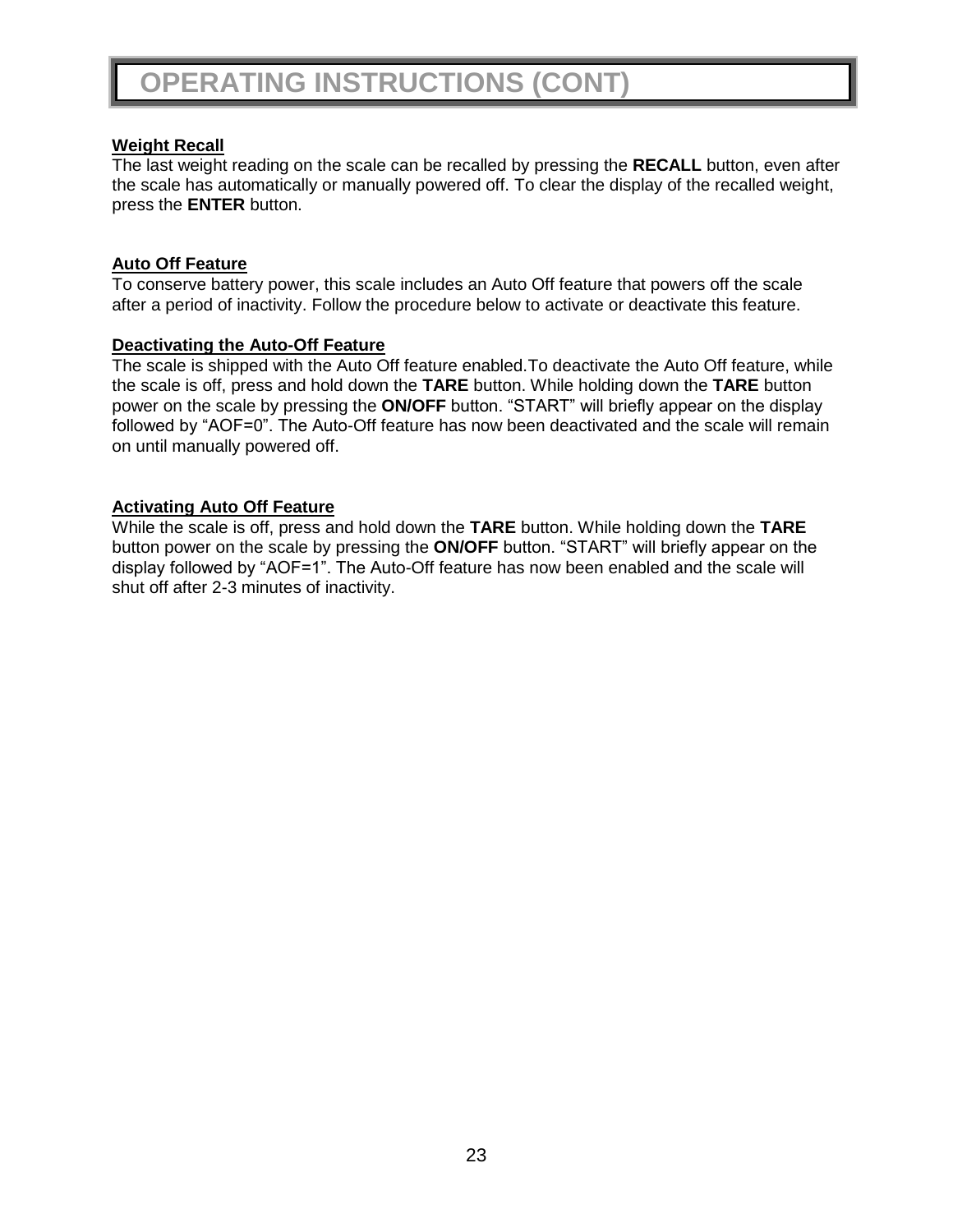# OPERATING INSTRUCTIONS (CONT)

**Weight Recall**

The last weight reading on the scale can be recalled by pressing the **RECALL** button, even after the scale has automatically or manually powered off. To clear the display of the recalled weight, press the **ENTER** button.

**Auto Off Feature**

To conserve battery power, this scale includes an Auto Off feature that powers off the scale after a period of inactivity. Follow the procedure below to activate or deactivate this feature.

**Deactivating the Auto-Off Feature**

The scale is shipped with the Auto Off feature enabled.To deactivate the Auto Off feature, while the scale is off, press and hold down the **TARE** button. While holding down the **TARE** button power on the scale by pressing the **ON/OFF** button. "START" will briefly appear on the display followed by "AOF=0". The Auto-Off feature has now been deactivated and the scale will remain on until manually powered off.

**Activating Auto Off Feature**

While the scale is off, press and hold down the **TARE** button. While holding down the **TARE** button power on the scale by pressing the **ON/OFF** button. "START" will briefly appear on the display followed by "AOF=1". The Auto-Off feature has now been enabled and the scale will shut off after 2-3 minutes of inactivity.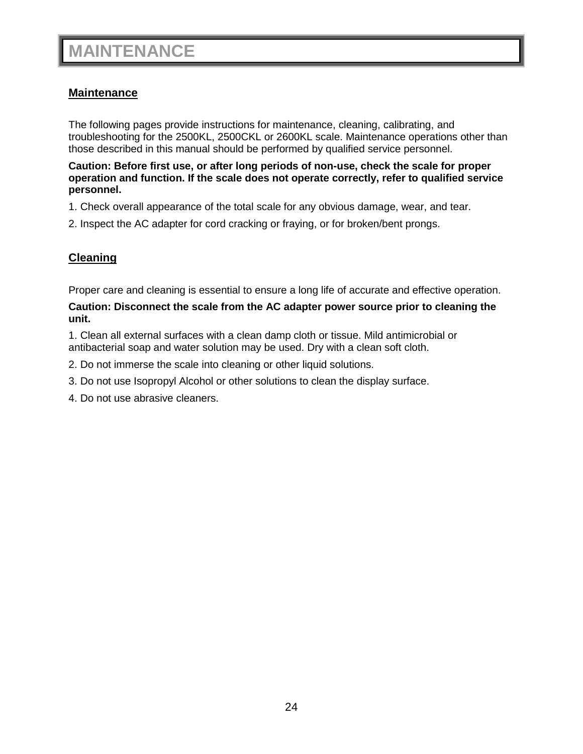# MAINTENANCE

## Maintenance

The following pages provide instructions for maintenance, cleaning, calibrating, and troubleshooting for the 2500KL, 2500CKL or 2600KL scale. Maintenance operations other than those described in this manual should be performed by qualified service personnel.

**Caution: Before first use, or after long periods of non-use, check the scale for proper operation and function. If the scale does not operate correctly, refer to qualified service personnel.**

1. Check overall appearance of the total scale for any obvious damage, wear, and tear.
2. Inspect the AC adapter for cord cracking or fraying, or for broken/bent prongs.

## Cleaning

Proper care and cleaning is essential to ensure a long life of accurate and effective operation.

**Caution: Disconnect the scale from the AC adapter power source prior to cleaning the unit.**

1. Clean all external surfaces with a clean damp cloth or tissue. Mild antimicrobial or antibacterial soap and water solution may be used. Dry with a clean soft cloth.
2. Do not immerse the scale into cleaning or other liquid solutions.
3. Do not use Isopropyl Alcohol or other solutions to clean the display surface.
4. Do not use abrasive cleaners.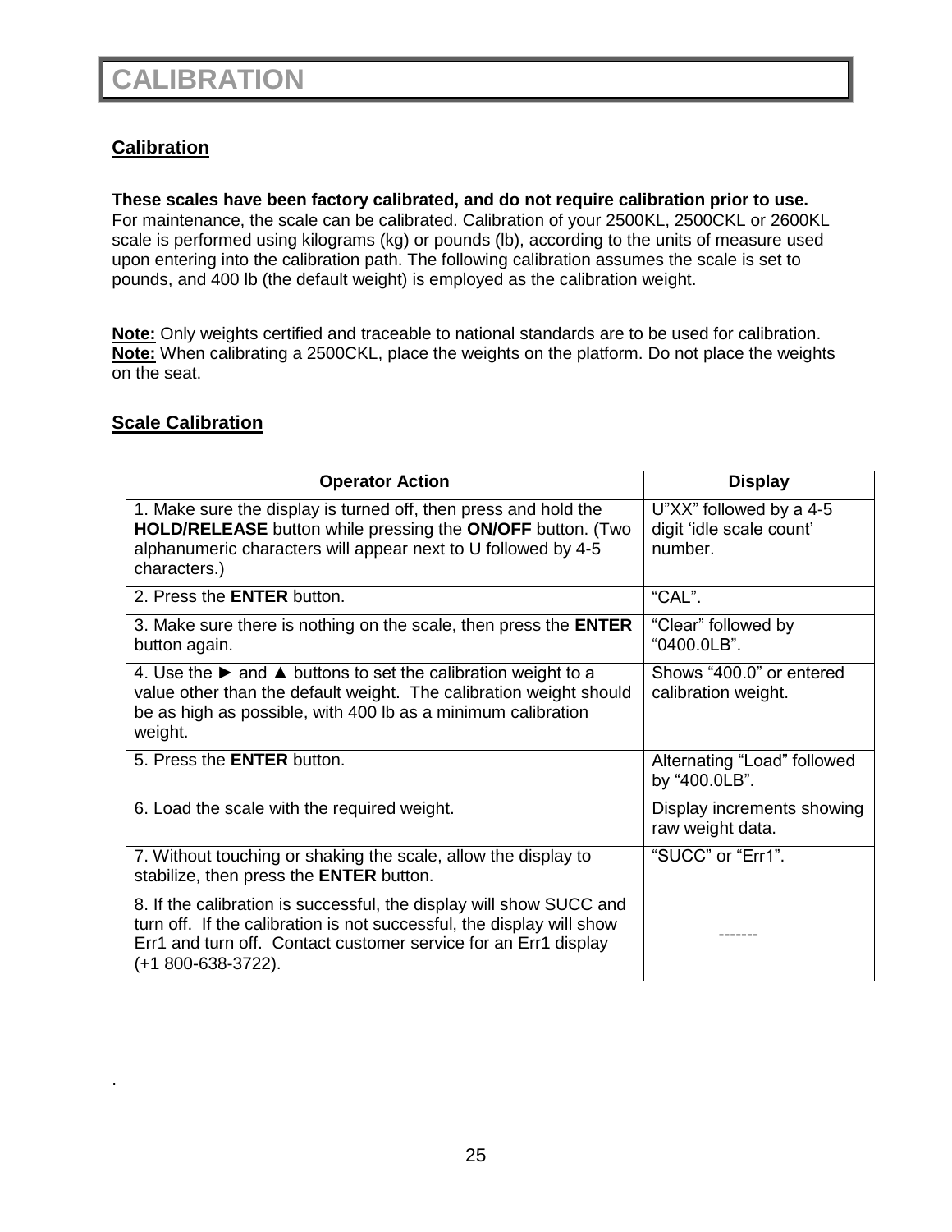# CALIBRATION

## Calibration

**These scales have been factory calibrated, and do not require calibration prior to use.** For maintenance, the scale can be calibrated. Calibration of your 2500KL, 2500CKL or 2600KL scale is performed using kilograms (kg) or pounds (lb), according to the units of measure used upon entering into the calibration path. The following calibration assumes the scale is set to pounds, and 400 lb (the default weight) is employed as the calibration weight.

**Note:** Only weights certified and traceable to national standards are to be used for calibration.
**Note:** When calibrating a 2500CKL, place the weights on the platform. Do not place the weights on the seat.

## Scale Calibration

| Operator Action | Display |
|---|---|
| 1. Make sure the display is turned off, then press and hold the **HOLD/RELEASE** button while pressing the **ON/OFF** button. (Two alphanumeric characters will appear next to U followed by 4-5 characters.) | U"XX" followed by a 4-5 digit 'idle scale count' number. |
| 2. Press the **ENTER** button. | "CAL". |
| 3. Make sure there is nothing on the scale, then press the **ENTER** button again. | "Clear" followed by "0400.0LB". |
| 4. Use the ► and ▲ buttons to set the calibration weight to a value other than the default weight. The calibration weight should be as high as possible, with 400 lb as a minimum calibration weight. | Shows "400.0" or entered calibration weight. |
| 5. Press the **ENTER** button. | Alternating "Load" followed by "400.0LB". |
| 6. Load the scale with the required weight. | Display increments showing raw weight data. |
| 7. Without touching or shaking the scale, allow the display to stabilize, then press the **ENTER** button. | "SUCC" or "Err1". |
| 8. If the calibration is successful, the display will show SUCC and turn off. If the calibration is not successful, the display will show Err1 and turn off. Contact customer service for an Err1 display (+1 800-638-3722). | ------- |

.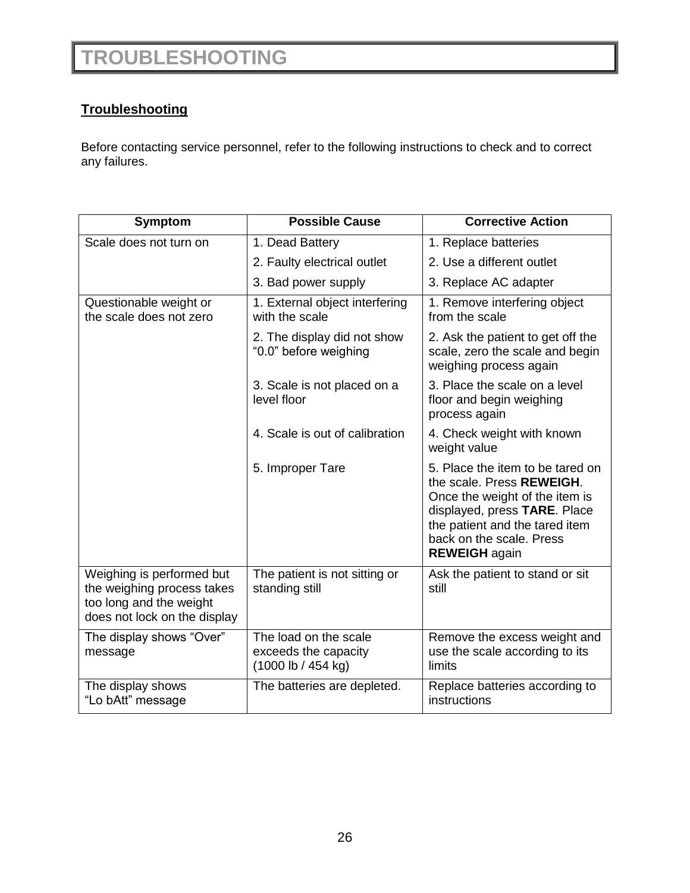# TROUBLESHOOTING

## Troubleshooting

Before contacting service personnel, refer to the following instructions to check and to correct any failures.

| Symptom | Possible Cause | Corrective Action |
|---|---|---|
| Scale does not turn on | 1. Dead Battery | 1. Replace batteries |
| | 2. Faulty electrical outlet | 2. Use a different outlet |
| | 3. Bad power supply | 3. Replace AC adapter |
| Questionable weight or the scale does not zero | 1. External object interfering with the scale | 1. Remove interfering object from the scale |
| | 2. The display did not show “0.0” before weighing | 2. Ask the patient to get off the scale, zero the scale and begin weighing process again |
| | 3. Scale is not placed on a level floor | 3. Place the scale on a level floor and begin weighing process again |
| | 4. Scale is out of calibration | 4. Check weight with known weight value |
| | 5. Improper Tare | 5. Place the item to be tared on the scale. Press **REWEIGH**. Once the weight of the item is displayed, press **TARE**. Place the patient and the tared item back on the scale. Press **REWEIGH** again |
| Weighing is performed but the weighing process takes too long and the weight does not lock on the display | The patient is not sitting or standing still | Ask the patient to stand or sit still |
| The display shows “Over” message | The load on the scale exceeds the capacity (1000 lb / 454 kg) | Remove the excess weight and use the scale according to its limits |
| The display shows “Lo bAtt” message | The batteries are depleted. | Replace batteries according to instructions |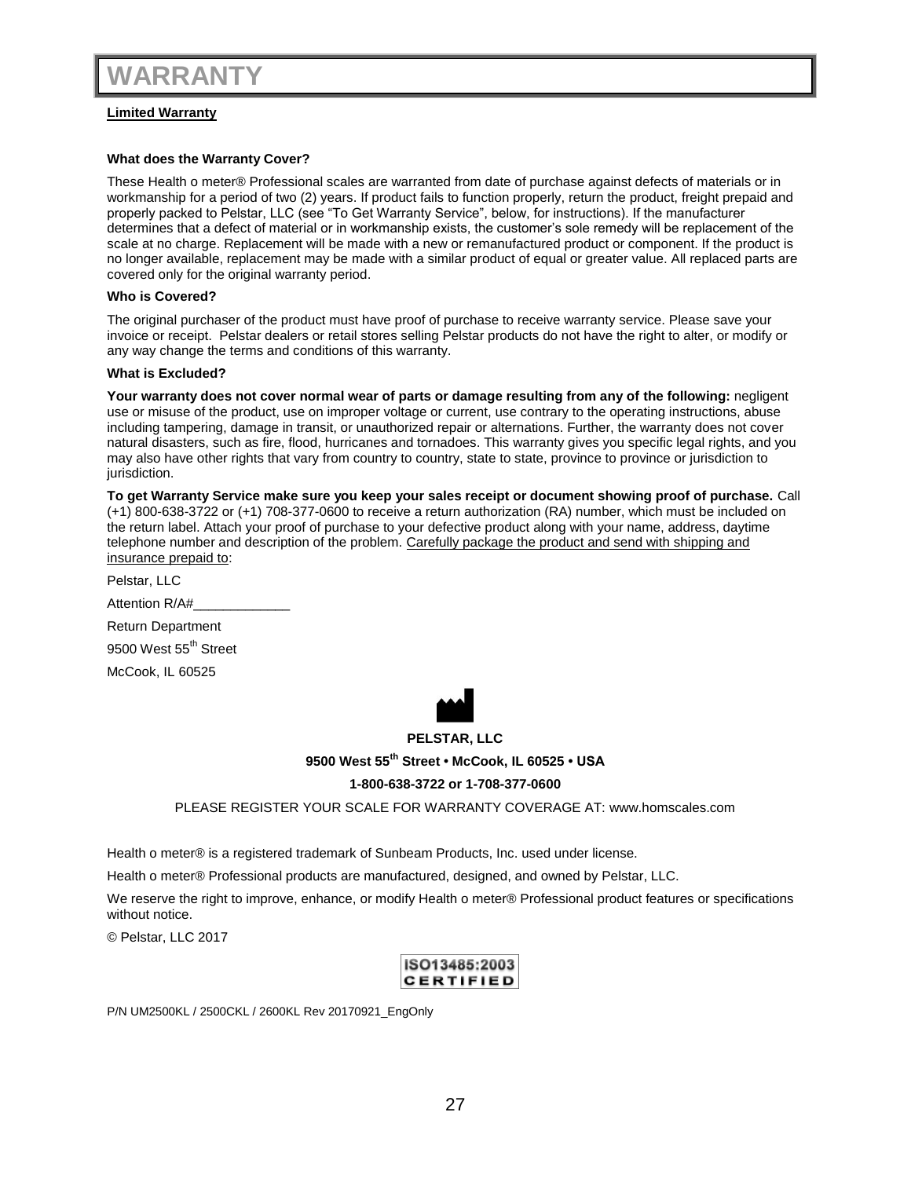# WARRANTY

**Limited Warranty**

**What does the Warranty Cover?**

These Health o meter® Professional scales are warranted from date of purchase against defects of materials or in workmanship for a period of two (2) years. If product fails to function properly, return the product, freight prepaid and properly packed to Pelstar, LLC (see "To Get Warranty Service", below, for instructions). If the manufacturer determines that a defect of material or in workmanship exists, the customer's sole remedy will be replacement of the scale at no charge. Replacement will be made with a new or remanufactured product or component. If the product is no longer available, replacement may be made with a similar product of equal or greater value. All replaced parts are covered only for the original warranty period.

**Who is Covered?**

The original purchaser of the product must have proof of purchase to receive warranty service. Please save your invoice or receipt. Pelstar dealers or retail stores selling Pelstar products do not have the right to alter, or modify or any way change the terms and conditions of this warranty.

**What is Excluded?**

**Your warranty does not cover normal wear of parts or damage resulting from any of the following:** negligent use or misuse of the product, use on improper voltage or current, use contrary to the operating instructions, abuse including tampering, damage in transit, or unauthorized repair or alternations. Further, the warranty does not cover natural disasters, such as fire, flood, hurricanes and tornadoes. This warranty gives you specific legal rights, and you may also have other rights that vary from country to country, state to state, province to province or jurisdiction to jurisdiction.

**To get Warranty Service make sure you keep your sales receipt or document showing proof of purchase.** Call (+1) 800-638-3722 or (+1) 708-377-0600 to receive a return authorization (RA) number, which must be included on the return label. Attach your proof of purchase to your defective product along with your name, address, daytime telephone number and description of the problem. Carefully package the product and send with shipping and insurance prepaid to:

Pelstar, LLC

Attention R/A#_____________

Return Department

9500 West 55th Street

McCook, IL 60525

**PELSTAR, LLC**

**9500 West 55th Street • McCook, IL 60525 • USA**

**1-800-638-3722 or 1-708-377-0600**

PLEASE REGISTER YOUR SCALE FOR WARRANTY COVERAGE AT: www.homscales.com

Health o meter® is a registered trademark of Sunbeam Products, Inc. used under license.

Health o meter® Professional products are manufactured, designed, and owned by Pelstar, LLC.

We reserve the right to improve, enhance, or modify Health o meter® Professional product features or specifications without notice.

© Pelstar, LLC 2017

ISO13485:2003 CERTIFIED

P/N UM2500KL / 2500CKL / 2600KL Rev 20170921_EngOnly